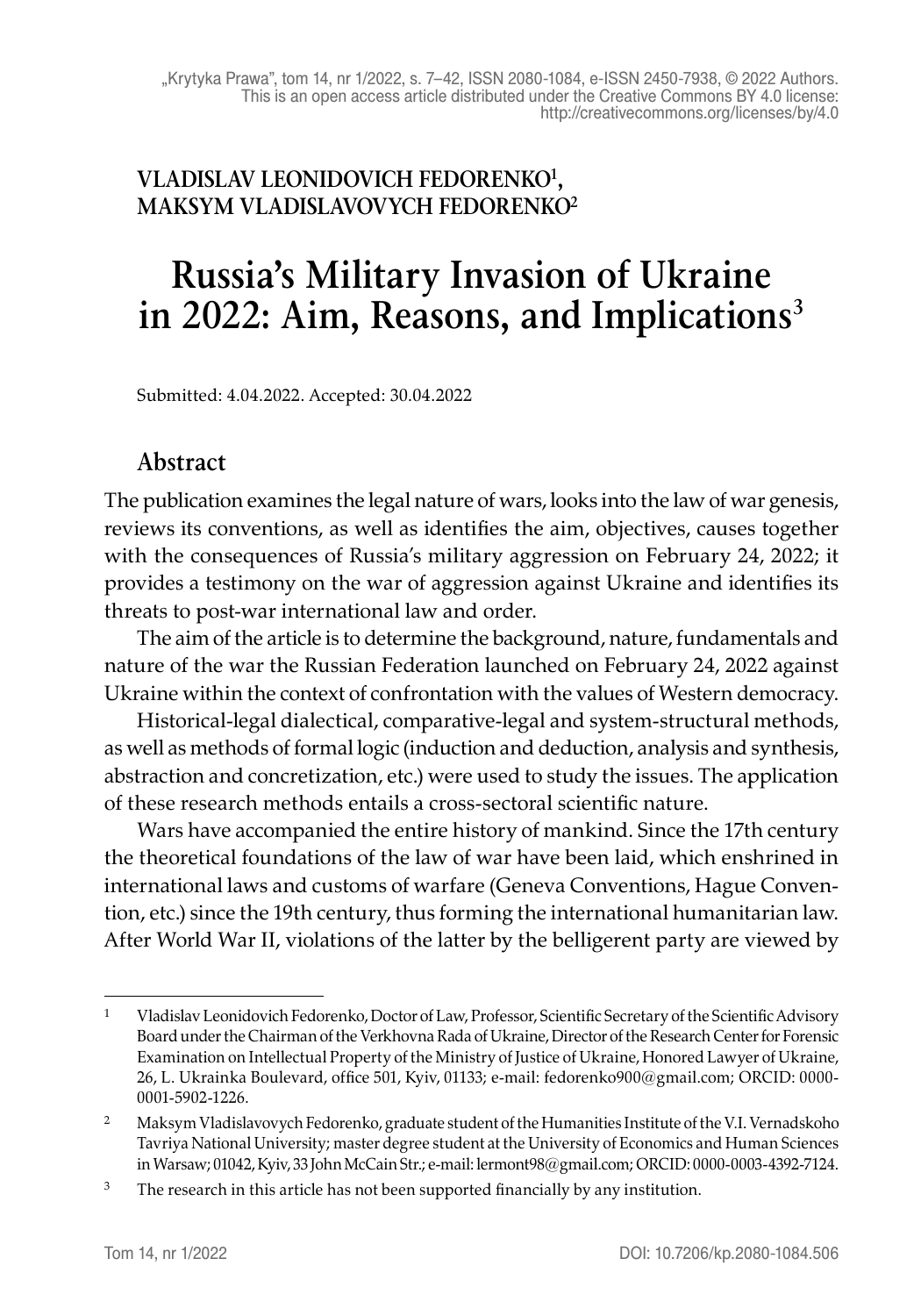„Krytyka Prawa", tom 14, nr 1/2022, s. 7–42, ISSN 2080-1084, e-ISSN 2450-7938, © 2022 Authors. This is an open access article distributed under the Creative Commons BY 4.0 license: http://creativecommons.org/licenses/by/4.0

**VLADISLAV LEONIDOVICH FEDORENKO[1], MAKSYM VLADISLAVOVYCH FEDORENKO[2]**

# Russia's Military Invasion of Ukraine in 2022: Aim, Reasons, and Implications[3]

Submitted: 4.04.2022. Accepted: 30.04.2022

## Abstract

The publication examines the legal nature of wars, looks into the law of war genesis, reviews its conventions, as well as identifies the aim, objectives, causes together with the consequences of Russia's military aggression on February 24, 2022; it provides a testimony on the war of aggression against Ukraine and identifies its threats to post-war international law and order.

The aim of the article is to determine the background, nature, fundamentals and nature of the war the Russian Federation launched on February 24, 2022 against Ukraine within the context of confrontation with the values of Western democracy.

Historical-legal dialectical, comparative-legal and system-structural methods, as well as methods of formal logic (induction and deduction, analysis and synthesis, abstraction and concretization, etc.) were used to study the issues. The application of these research methods entails a cross-sectoral scientific nature.

Wars have accompanied the entire history of mankind. Since the 17th century the theoretical foundations of the law of war have been laid, which enshrined in international laws and customs of warfare (Geneva Conventions, Hague Convention, etc.) since the 19th century, thus forming the international humanitarian law. After World War II, violations of the latter by the belligerent party are viewed by

---

[1] Vladislav Leonidovich Fedorenko, Doctor of Law, Professor, Scientific Secretary of the Scientific Advisory Board under the Chairman of the Verkhovna Rada of Ukraine, Director of the Research Center for Forensic Examination on Intellectual Property of the Ministry of Justice of Ukraine, Honored Lawyer of Ukraine, 26, L. Ukrainka Boulevard, office 501, Kyiv, 01133; e-mail: fedorenko900@gmail.com; ORCID: 0000-0001-5902-1226.

[2] Maksym Vladislavovych Fedorenko, graduate student of the Humanities Institute of the V.I. Vernadskoho Tavriya National University; master degree student at the University of Economics and Human Sciences in Warsaw; 01042, Kyiv, 33 John McCain Str.; e-mail: lermont98@gmail.com; ORCID: 0000-0003-4392-7124.

[3] The research in this article has not been supported financially by any institution.

DOI: 10.7206/kp.2080-1084.506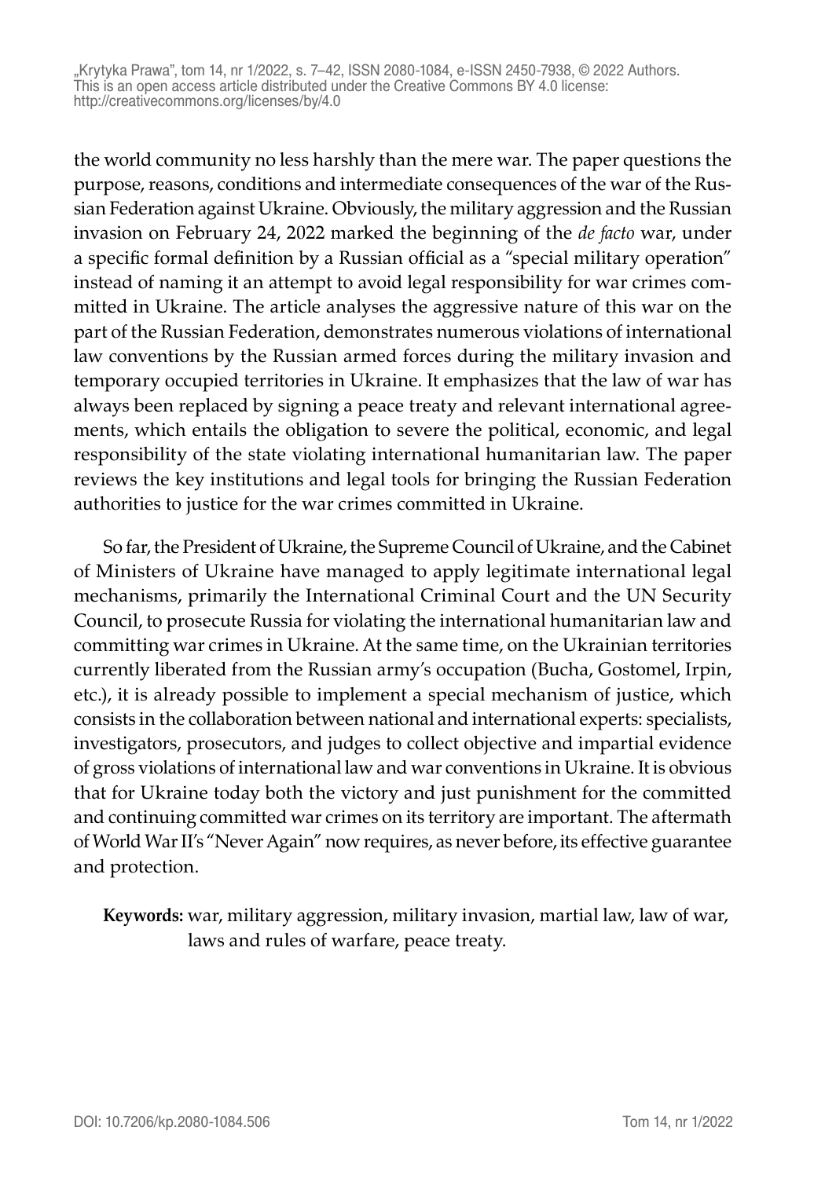the world community no less harshly than the mere war. The paper questions the purpose, reasons, conditions and intermediate consequences of the war of the Russian Federation against Ukraine. Obviously, the military aggression and the Russian invasion on February 24, 2022 marked the beginning of the *de facto* war, under a specific formal definition by a Russian official as a "special military operation" instead of naming it an attempt to avoid legal responsibility for war crimes committed in Ukraine. The article analyses the aggressive nature of this war on the part of the Russian Federation, demonstrates numerous violations of international law conventions by the Russian armed forces during the military invasion and temporary occupied territories in Ukraine. It emphasizes that the law of war has always been replaced by signing a peace treaty and relevant international agreements, which entails the obligation to severe the political, economic, and legal responsibility of the state violating international humanitarian law. The paper reviews the key institutions and legal tools for bringing the Russian Federation authorities to justice for the war crimes committed in Ukraine.

So far, the President of Ukraine, the Supreme Council of Ukraine, and the Cabinet of Ministers of Ukraine have managed to apply legitimate international legal mechanisms, primarily the International Criminal Court and the UN Security Council, to prosecute Russia for violating the international humanitarian law and committing war crimes in Ukraine. At the same time, on the Ukrainian territories currently liberated from the Russian army's occupation (Bucha, Gostomel, Irpin, etc.), it is already possible to implement a special mechanism of justice, which consists in the collaboration between national and international experts: specialists, investigators, prosecutors, and judges to collect objective and impartial evidence of gross violations of international law and war conventions in Ukraine. It is obvious that for Ukraine today both the victory and just punishment for the committed and continuing committed war crimes on its territory are important. The aftermath of World War II's "Never Again" now requires, as never before, its effective guarantee and protection.

**Keywords:** war, military aggression, military invasion, martial law, law of war, laws and rules of warfare, peace treaty.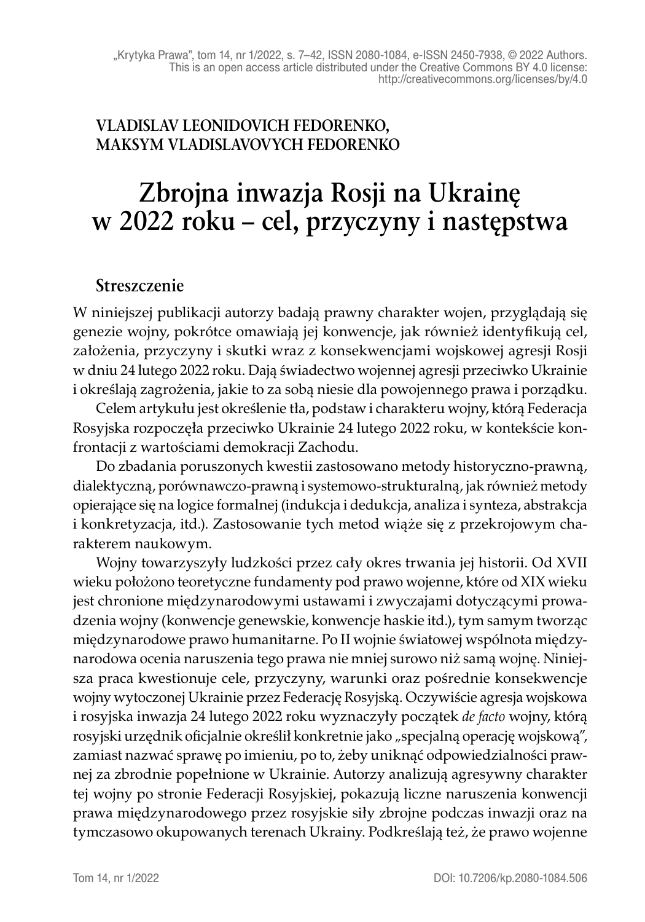VLADISLAV LEONIDOVICH FEDORENKO,
MAKSYM VLADISLAVOVYCH FEDORENKO

# Zbrojna inwazja Rosji na Ukrainę w 2022 roku – cel, przyczyny i następstwa

## Streszczenie

W niniejszej publikacji autorzy badają prawny charakter wojen, przyglądają się genezie wojny, pokrótce omawiają jej konwencje, jak również identyfikują cel, założenia, przyczyny i skutki wraz z konsekwencjami wojskowej agresji Rosji w dniu 24 lutego 2022 roku. Dają świadectwo wojennej agresji przeciwko Ukrainie i określają zagrożenia, jakie to za sobą niesie dla powojennego prawa i porządku.

Celem artykułu jest określenie tła, podstaw i charakteru wojny, którą Federacja Rosyjska rozpoczęła przeciwko Ukrainie 24 lutego 2022 roku, w kontekście konfrontacji z wartościami demokracji Zachodu.

Do zbadania poruszonych kwestii zastosowano metody historyczno-prawną, dialektyczną, porównawczo-prawną i systemowo-strukturalną, jak również metody opierające się na logice formalnej (indukcja i dedukcja, analiza i synteza, abstrakcja i konkretyzacja, itd.). Zastosowanie tych metod wiąże się z przekrojowym charakterem naukowym.

Wojny towarzyszyły ludzkości przez cały okres trwania jej historii. Od XVII wieku położono teoretyczne fundamenty pod prawo wojenne, które od XIX wieku jest chronione międzynarodowymi ustawami i zwyczajami dotyczącymi prowadzenia wojny (konwencje genewskie, konwencje haskie itd.), tym samym tworząc międzynarodowe prawo humanitarne. Po II wojnie światowej wspólnota międzynarodowa ocenia naruszenia tego prawa nie mniej surowo niż samą wojnę. Niniejsza praca kwestionuje cele, przyczyny, warunki oraz pośrednie konsekwencje wojny wytoczonej Ukrainie przez Federację Rosyjską. Oczywiście agresja wojskowa i rosyjska inwazja 24 lutego 2022 roku wyznaczyły początek *de facto* wojny, którą rosyjski urzędnik oficjalnie określił konkretnie jako „specjalną operację wojskową", zamiast nazwać sprawę po imieniu, po to, żeby uniknąć odpowiedzialności prawnej za zbrodnie popełnione w Ukrainie. Autorzy analizują agresywny charakter tej wojny po stronie Federacji Rosyjskiej, pokazują liczne naruszenia konwencji prawa międzynarodowego przez rosyjskie siły zbrojne podczas inwazji oraz na tymczasowo okupowanych terenach Ukrainy. Podkreślają też, że prawo wojenne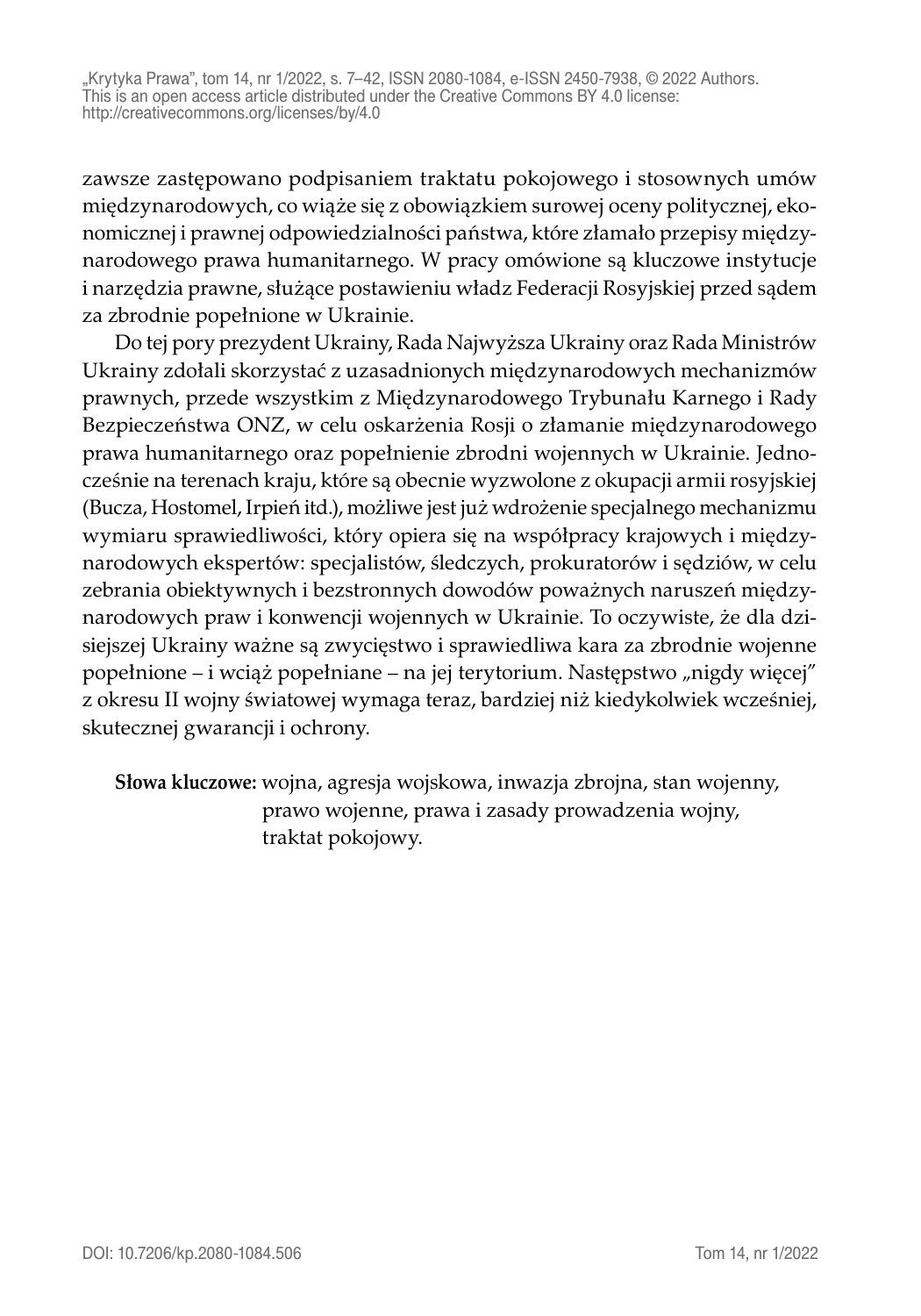zawsze zastępowano podpisaniem traktatu pokojowego i stosownych umów międzynarodowych, co wiąże się z obowiązkiem surowej oceny politycznej, ekonomicznej i prawnej odpowiedzialności państwa, które złamało przepisy międzynarodowego prawa humanitarnego. W pracy omówione są kluczowe instytucje i narzędzia prawne, służące postawieniu władz Federacji Rosyjskiej przed sądem za zbrodnie popełnione w Ukrainie.

Do tej pory prezydent Ukrainy, Rada Najwyższa Ukrainy oraz Rada Ministrów Ukrainy zdołali skorzystać z uzasadnionych międzynarodowych mechanizmów prawnych, przede wszystkim z Międzynarodowego Trybunału Karnego i Rady Bezpieczeństwa ONZ, w celu oskarżenia Rosji o złamanie międzynarodowego prawa humanitarnego oraz popełnienie zbrodni wojennych w Ukrainie. Jednocześnie na terenach kraju, które są obecnie wyzwolone z okupacji armii rosyjskiej (Bucza, Hostomel, Irpień itd.), możliwe jest już wdrożenie specjalnego mechanizmu wymiaru sprawiedliwości, który opiera się na współpracy krajowych i międzynarodowych ekspertów: specjalistów, śledczych, prokuratorów i sędziów, w celu zebrania obiektywnych i bezstronnych dowodów poważnych naruszeń międzynarodowych praw i konwencji wojennych w Ukrainie. To oczywiste, że dla dzisiejszej Ukrainy ważne są zwycięstwo i sprawiedliwa kara za zbrodnie wojenne popełnione – i wciąż popełniane – na jej terytorium. Następstwo „nigdy więcej" z okresu II wojny światowej wymaga teraz, bardziej niż kiedykolwiek wcześniej, skutecznej gwarancji i ochrony.

**Słowa kluczowe:** wojna, agresja wojskowa, inwazja zbrojna, stan wojenny, prawo wojenne, prawa i zasady prowadzenia wojny, traktat pokojowy.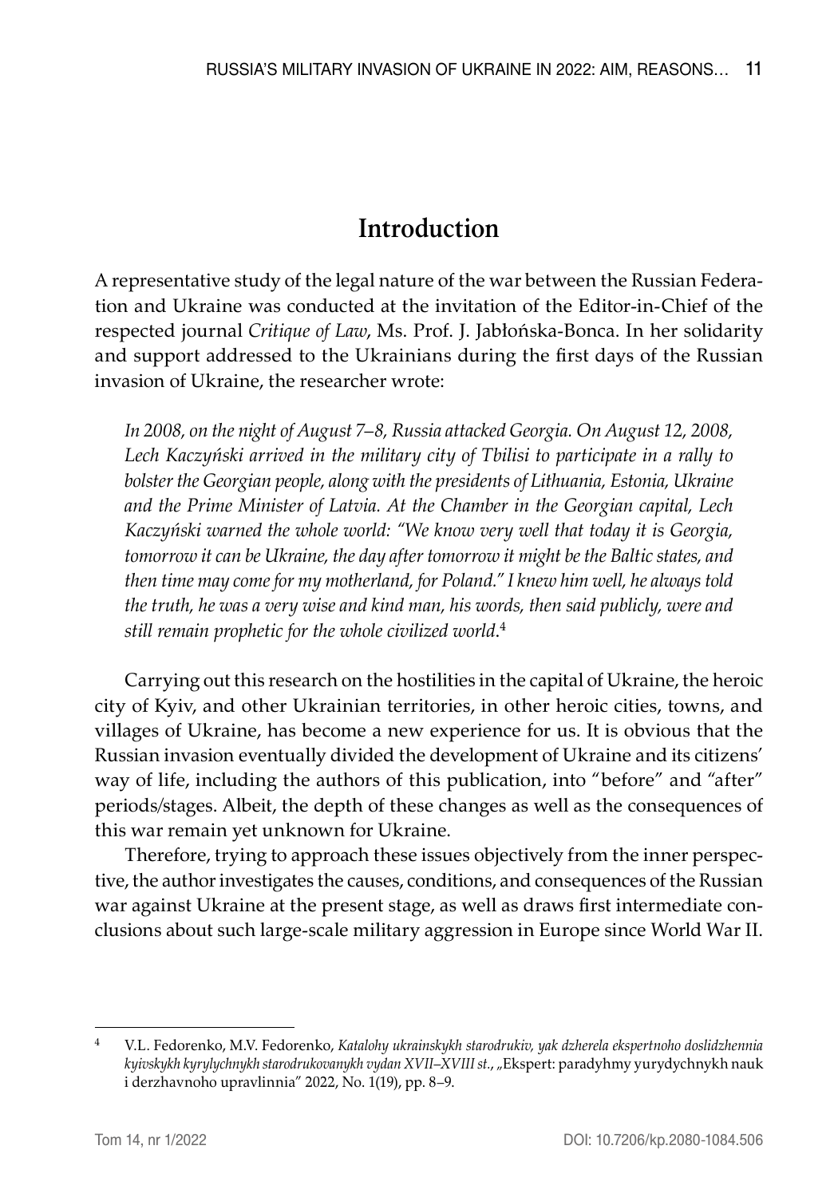## Introduction

A representative study of the legal nature of the war between the Russian Federation and Ukraine was conducted at the invitation of the Editor-in-Chief of the respected journal *Critique of Law*, Ms. Prof. J. Jabłońska-Bonca. In her solidarity and support addressed to the Ukrainians during the first days of the Russian invasion of Ukraine, the researcher wrote:

> *In 2008, on the night of August 7–8, Russia attacked Georgia. On August 12, 2008, Lech Kaczyński arrived in the military city of Tbilisi to participate in a rally to bolster the Georgian people, along with the presidents of Lithuania, Estonia, Ukraine and the Prime Minister of Latvia. At the Chamber in the Georgian capital, Lech Kaczyński warned the whole world: "We know very well that today it is Georgia, tomorrow it can be Ukraine, the day after tomorrow it might be the Baltic states, and then time may come for my motherland, for Poland." I knew him well, he always told the truth, he was a very wise and kind man, his words, then said publicly, were and still remain prophetic for the whole civilized world*.[4]

Carrying out this research on the hostilities in the capital of Ukraine, the heroic city of Kyiv, and other Ukrainian territories, in other heroic cities, towns, and villages of Ukraine, has become a new experience for us. It is obvious that the Russian invasion eventually divided the development of Ukraine and its citizens' way of life, including the authors of this publication, into "before" and "after" periods/stages. Albeit, the depth of these changes as well as the consequences of this war remain yet unknown for Ukraine.

Therefore, trying to approach these issues objectively from the inner perspective, the author investigates the causes, conditions, and consequences of the Russian war against Ukraine at the present stage, as well as draws first intermediate conclusions about such large-scale military aggression in Europe since World War II.

---

[4] V.L. Fedorenko, M.V. Fedorenko, *Katalohy ukrainskykh starodrukiv, yak dzherela ekspertnoho doslidzhennia kyivskykh kyrylychnykh starodrukovanykh vydan XVII–XVIII st.*, „Ekspert: paradyhmy yurydychnykh nauk i derzhavnoho upravlinnia" 2022, No. 1(19), pp. 8–9.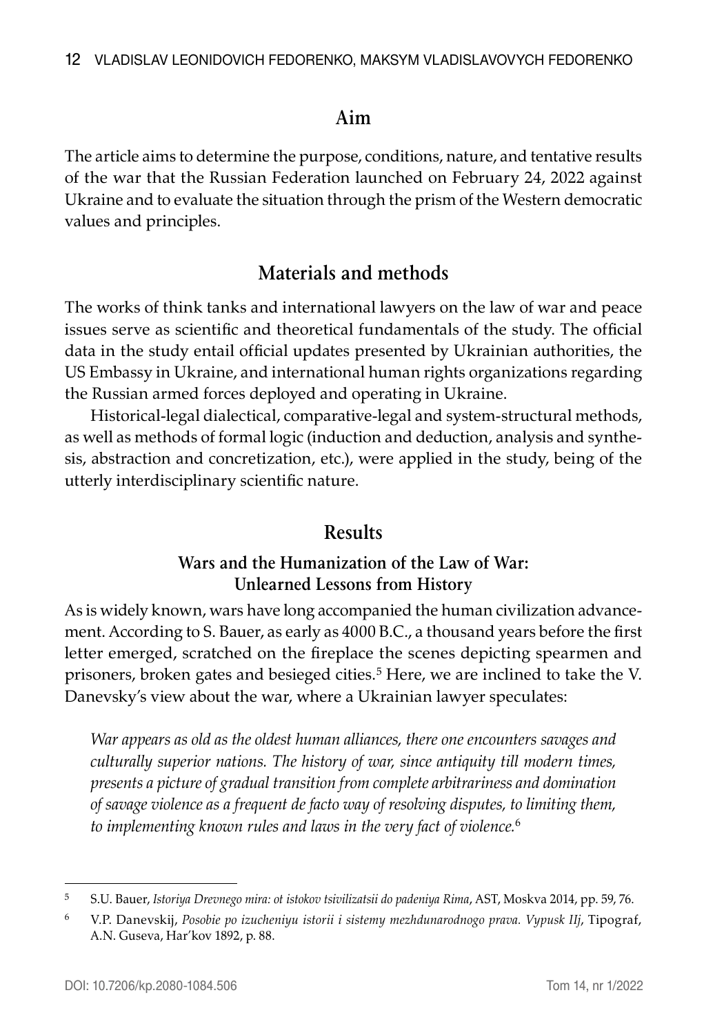## Aim

The article aims to determine the purpose, conditions, nature, and tentative results of the war that the Russian Federation launched on February 24, 2022 against Ukraine and to evaluate the situation through the prism of the Western democratic values and principles.

## Materials and methods

The works of think tanks and international lawyers on the law of war and peace issues serve as scientific and theoretical fundamentals of the study. The official data in the study entail official updates presented by Ukrainian authorities, the US Embassy in Ukraine, and international human rights organizations regarding the Russian armed forces deployed and operating in Ukraine.

Historical-legal dialectical, comparative-legal and system-structural methods, as well as methods of formal logic (induction and deduction, analysis and synthesis, abstraction and concretization, etc.), were applied in the study, being of the utterly interdisciplinary scientific nature.

## Results

### Wars and the Humanization of the Law of War: Unlearned Lessons from History

As is widely known, wars have long accompanied the human civilization advancement. According to S. Bauer, as early as 4000 B.C., a thousand years before the first letter emerged, scratched on the fireplace the scenes depicting spearmen and prisoners, broken gates and besieged cities.[5] Here, we are inclined to take the V. Danevsky's view about the war, where a Ukrainian lawyer speculates:

> *War appears as old as the oldest human alliances, there one encounters savages and culturally superior nations. The history of war, since antiquity till modern times, presents a picture of gradual transition from complete arbitrariness and domination of savage violence as a frequent de facto way of resolving disputes, to limiting them, to implementing known rules and laws in the very fact of violence.*[6]

---

[5] S.U. Bauer, *Istoriya Drevnego mira: ot istokov tsivilizatsii do padeniya Rima*, AST, Moskva 2014, pp. 59, 76.

[6] V.P. Danevskij, *Posobie po izucheniyu istorii i sistemy mezhdunarodnogo prava. Vypusk IIj*, Tipograf, A.N. Guseva, Har'kov 1892, p. 88.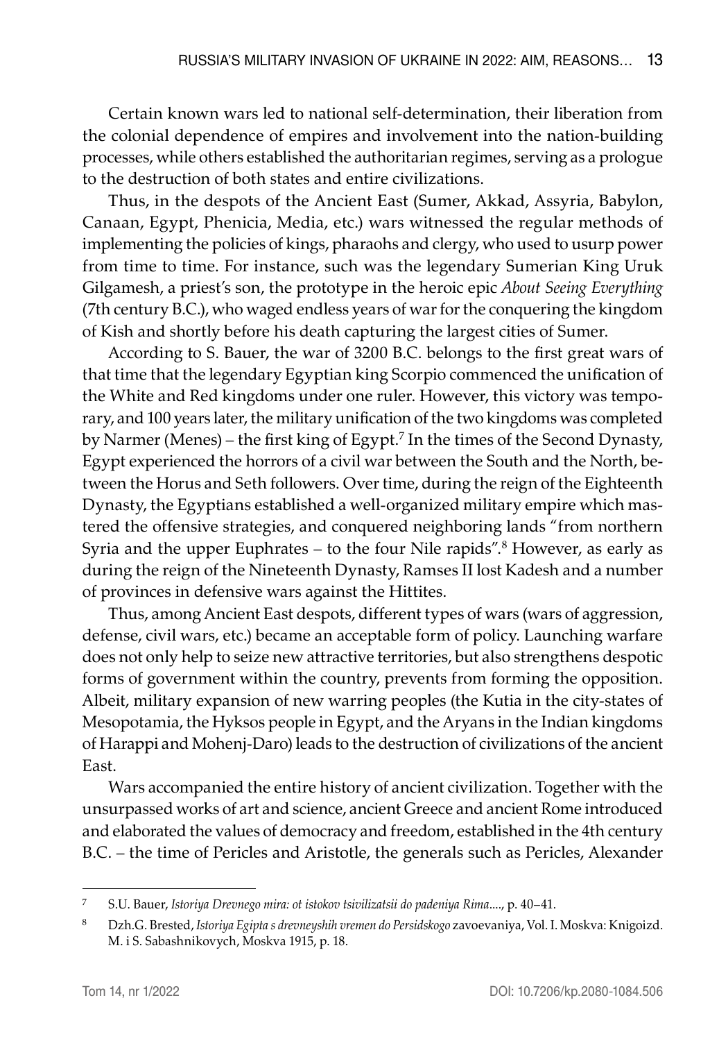Certain known wars led to national self-determination, their liberation from the colonial dependence of empires and involvement into the nation-building processes, while others established the authoritarian regimes, serving as a prologue to the destruction of both states and entire civilizations.

Thus, in the despots of the Ancient East (Sumer, Akkad, Assyria, Babylon, Canaan, Egypt, Phenicia, Media, etc.) wars witnessed the regular methods of implementing the policies of kings, pharaohs and clergy, who used to usurp power from time to time. For instance, such was the legendary Sumerian King Uruk Gilgamesh, a priest's son, the prototype in the heroic epic *About Seeing Everything* (7th century B.C.), who waged endless years of war for the conquering the kingdom of Kish and shortly before his death capturing the largest cities of Sumer.

According to S. Bauer, the war of 3200 B.C. belongs to the first great wars of that time that the legendary Egyptian king Scorpio commenced the unification of the White and Red kingdoms under one ruler. However, this victory was temporary, and 100 years later, the military unification of the two kingdoms was completed by Narmer (Menes) – the first king of Egypt.[7] In the times of the Second Dynasty, Egypt experienced the horrors of a civil war between the South and the North, between the Horus and Seth followers. Over time, during the reign of the Eighteenth Dynasty, the Egyptians established a well-organized military empire which mastered the offensive strategies, and conquered neighboring lands "from northern Syria and the upper Euphrates – to the four Nile rapids".[8] However, as early as during the reign of the Nineteenth Dynasty, Ramses II lost Kadesh and a number of provinces in defensive wars against the Hittites.

Thus, among Ancient East despots, different types of wars (wars of aggression, defense, civil wars, etc.) became an acceptable form of policy. Launching warfare does not only help to seize new attractive territories, but also strengthens despotic forms of government within the country, prevents from forming the opposition. Albeit, military expansion of new warring peoples (the Kutia in the city-states of Mesopotamia, the Hyksos people in Egypt, and the Aryans in the Indian kingdoms of Harappi and Mohenj-Daro) leads to the destruction of civilizations of the ancient East.

Wars accompanied the entire history of ancient civilization. Together with the unsurpassed works of art and science, ancient Greece and ancient Rome introduced and elaborated the values of democracy and freedom, established in the 4th century B.C. – the time of Pericles and Aristotle, the generals such as Pericles, Alexander

---

[7] S.U. Bauer, *Istoriya Drevnego mira: ot istokov tsivilizatsii do padeniya Rima....*, p. 40–41.

[8] Dzh.G. Brested, *Istoriya Egipta s drevneyshih vremen do Persidskogo* zavoevaniya, Vol. I. Moskva: Knigoizd. M. i S. Sabashnikovych, Moskva 1915, p. 18.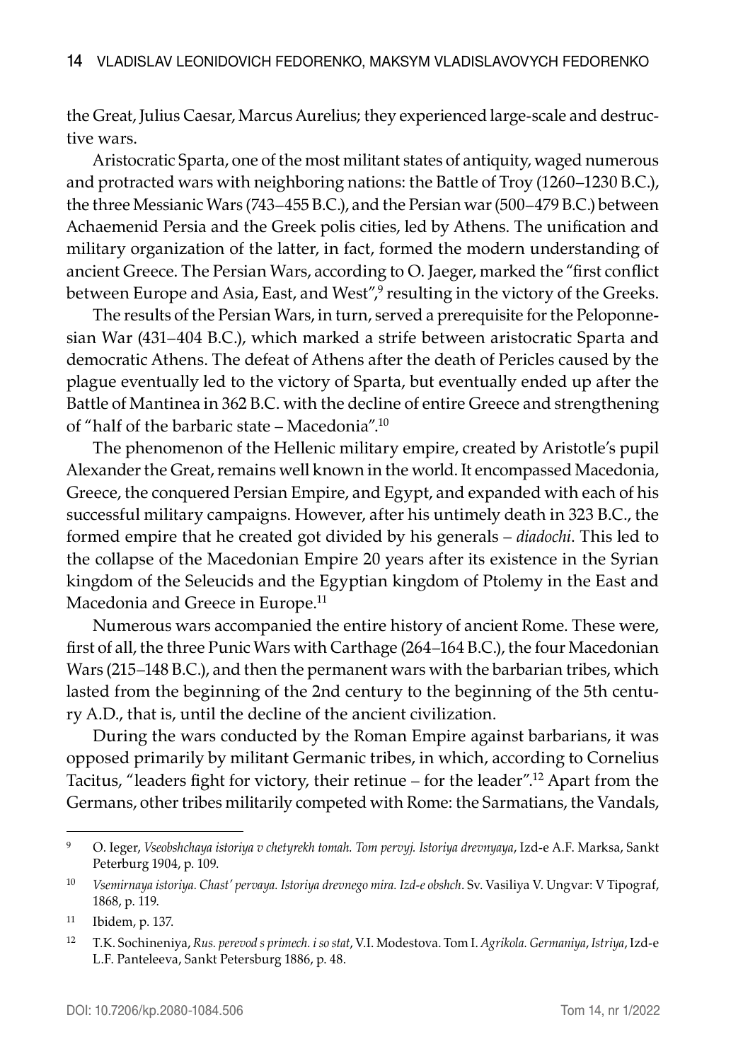the Great, Julius Caesar, Marcus Aurelius; they experienced large-scale and destructive wars.

Aristocratic Sparta, one of the most militant states of antiquity, waged numerous and protracted wars with neighboring nations: the Battle of Troy (1260–1230 B.C.), the three Messianic Wars (743–455 B.C.), and the Persian war (500–479 B.C.) between Achaemenid Persia and the Greek polis cities, led by Athens. The unification and military organization of the latter, in fact, formed the modern understanding of ancient Greece. The Persian Wars, according to O. Jaeger, marked the "first conflict between Europe and Asia, East, and West",[9] resulting in the victory of the Greeks.

The results of the Persian Wars, in turn, served a prerequisite for the Peloponnesian War (431–404 B.C.), which marked a strife between aristocratic Sparta and democratic Athens. The defeat of Athens after the death of Pericles caused by the plague eventually led to the victory of Sparta, but eventually ended up after the Battle of Mantinea in 362 B.C. with the decline of entire Greece and strengthening of "half of the barbaric state – Macedonia".[10]

The phenomenon of the Hellenic military empire, created by Aristotle's pupil Alexander the Great, remains well known in the world. It encompassed Macedonia, Greece, the conquered Persian Empire, and Egypt, and expanded with each of his successful military campaigns. However, after his untimely death in 323 B.C., the formed empire that he created got divided by his generals – *diadochi*. This led to the collapse of the Macedonian Empire 20 years after its existence in the Syrian kingdom of the Seleucids and the Egyptian kingdom of Ptolemy in the East and Macedonia and Greece in Europe.[11]

Numerous wars accompanied the entire history of ancient Rome. These were, first of all, the three Punic Wars with Carthage (264–164 B.C.), the four Macedonian Wars (215–148 B.C.), and then the permanent wars with the barbarian tribes, which lasted from the beginning of the 2nd century to the beginning of the 5th century A.D., that is, until the decline of the ancient civilization.

During the wars conducted by the Roman Empire against barbarians, it was opposed primarily by militant Germanic tribes, in which, according to Cornelius Tacitus, "leaders fight for victory, their retinue – for the leader".[12] Apart from the Germans, other tribes militarily competed with Rome: the Sarmatians, the Vandals,

---

[9] O. Ieger, *Vseobshchaya istoriya v chetyrekh tomah. Tom pervyj. Istoriya drevnyaya*, Izd-e A.F. Marksa, Sankt Peterburg 1904, p. 109.

[10] *Vsemirnaya istoriya. Chast' pervaya. Istoriya drevnego mira. Izd-e obshch*. Sv. Vasiliya V. Ungvar: V Tipograf, 1868, p. 119.

[11] Ibidem, p. 137.

[12] T.K. Sochineniya, *Rus. perevod s primech. i so stat*, V.I. Modestova. Tom I. *Agrikola. Germaniya, Istriya*, Izd-e L.F. Panteleeva, Sankt Petersburg 1886, p. 48.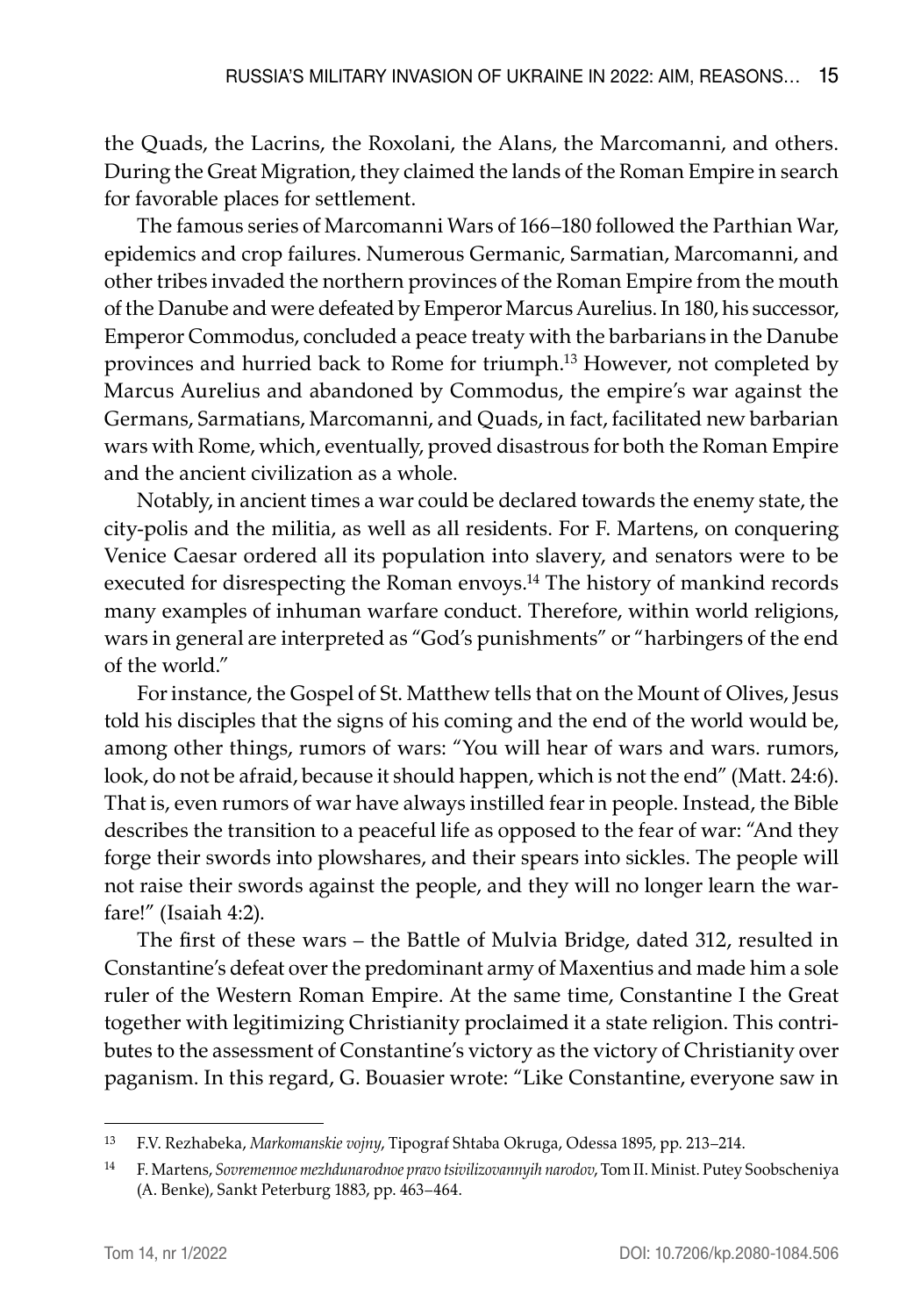the Quads, the Lacrins, the Roxolani, the Alans, the Marcomanni, and others. During the Great Migration, they claimed the lands of the Roman Empire in search for favorable places for settlement.

The famous series of Marcomanni Wars of 166–180 followed the Parthian War, epidemics and crop failures. Numerous Germanic, Sarmatian, Marcomanni, and other tribes invaded the northern provinces of the Roman Empire from the mouth of the Danube and were defeated by Emperor Marcus Aurelius. In 180, his successor, Emperor Commodus, concluded a peace treaty with the barbarians in the Danube provinces and hurried back to Rome for triumph.[13] However, not completed by Marcus Aurelius and abandoned by Commodus, the empire's war against the Germans, Sarmatians, Marcomanni, and Quads, in fact, facilitated new barbarian wars with Rome, which, eventually, proved disastrous for both the Roman Empire and the ancient civilization as a whole.

Notably, in ancient times a war could be declared towards the enemy state, the city-polis and the militia, as well as all residents. For F. Martens, on conquering Venice Caesar ordered all its population into slavery, and senators were to be executed for disrespecting the Roman envoys.[14] The history of mankind records many examples of inhuman warfare conduct. Therefore, within world religions, wars in general are interpreted as "God's punishments" or "harbingers of the end of the world."

For instance, the Gospel of St. Matthew tells that on the Mount of Olives, Jesus told his disciples that the signs of his coming and the end of the world would be, among other things, rumors of wars: "You will hear of wars and wars. rumors, look, do not be afraid, because it should happen, which is not the end" (Matt. 24:6). That is, even rumors of war have always instilled fear in people. Instead, the Bible describes the transition to a peaceful life as opposed to the fear of war: "And they forge their swords into plowshares, and their spears into sickles. The people will not raise their swords against the people, and they will no longer learn the warfare!" (Isaiah 4:2).

The first of these wars – the Battle of Mulvia Bridge, dated 312, resulted in Constantine's defeat over the predominant army of Maxentius and made him a sole ruler of the Western Roman Empire. At the same time, Constantine I the Great together with legitimizing Christianity proclaimed it a state religion. This contributes to the assessment of Constantine's victory as the victory of Christianity over paganism. In this regard, G. Bouasier wrote: "Like Constantine, everyone saw in

---

[13] F.V. Rezhabeka, *Markomanskie vojny*, Tipograf Shtaba Okruga, Odessa 1895, pp. 213–214.

[14] F. Martens, *Sovremennoe mezhdunarodnoe pravo tsivilizovannyih narodov*, Tom II. Minist. Putey Soobscheniya (A. Benke), Sankt Peterburg 1883, pp. 463–464.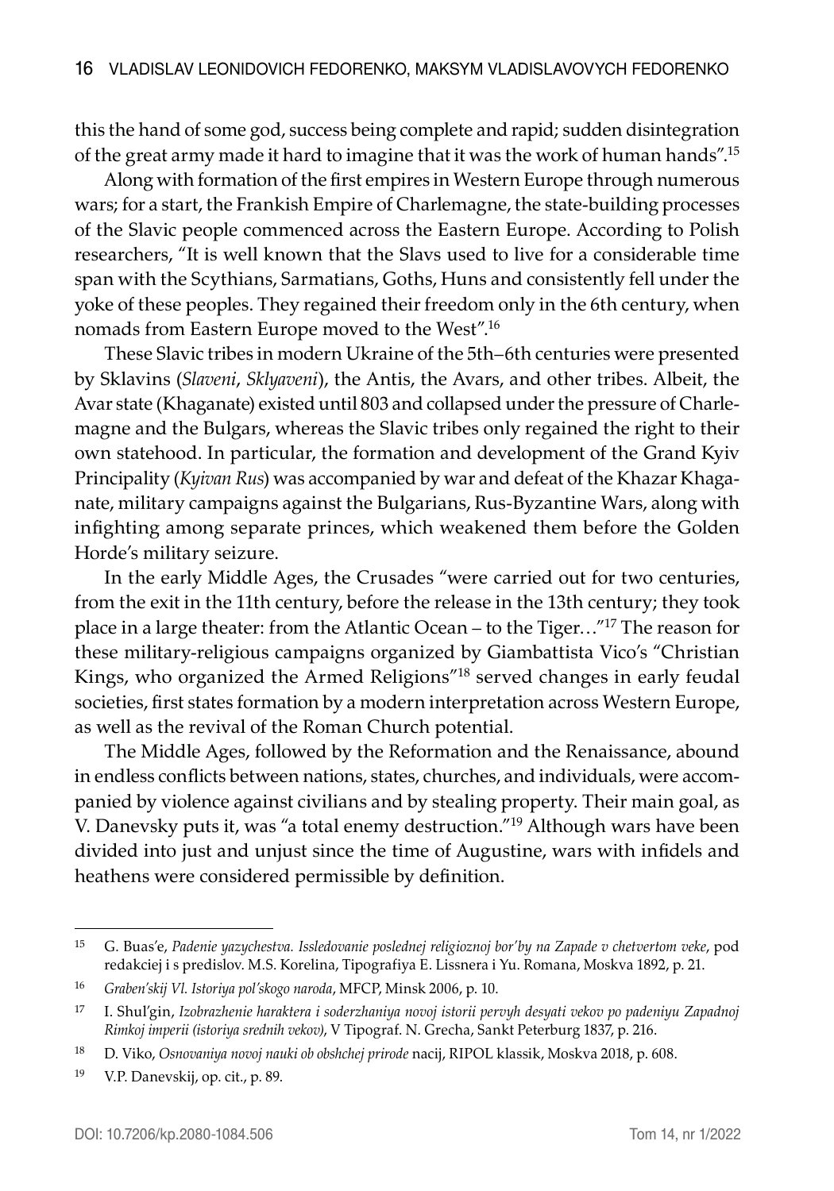this the hand of some god, success being complete and rapid; sudden disintegration of the great army made it hard to imagine that it was the work of human hands".[15]

Along with formation of the first empires in Western Europe through numerous wars; for a start, the Frankish Empire of Charlemagne, the state-building processes of the Slavic people commenced across the Eastern Europe. According to Polish researchers, "It is well known that the Slavs used to live for a considerable time span with the Scythians, Sarmatians, Goths, Huns and consistently fell under the yoke of these peoples. They regained their freedom only in the 6th century, when nomads from Eastern Europe moved to the West".[16]

These Slavic tribes in modern Ukraine of the 5th–6th centuries were presented by Sklavins (*Slaveni*, *Sklyaveni*), the Antis, the Avars, and other tribes. Albeit, the Avar state (Khaganate) existed until 803 and collapsed under the pressure of Charlemagne and the Bulgars, whereas the Slavic tribes only regained the right to their own statehood. In particular, the formation and development of the Grand Kyiv Principality (*Kyivan Rus*) was accompanied by war and defeat of the Khazar Khaganate, military campaigns against the Bulgarians, Rus-Byzantine Wars, along with infighting among separate princes, which weakened them before the Golden Horde's military seizure.

In the early Middle Ages, the Crusades "were carried out for two centuries, from the exit in the 11th century, before the release in the 13th century; they took place in a large theater: from the Atlantic Ocean – to the Tiger…"[17] The reason for these military-religious campaigns organized by Giambattista Vico's "Christian Kings, who organized the Armed Religions"[18] served changes in early feudal societies, first states formation by a modern interpretation across Western Europe, as well as the revival of the Roman Church potential.

The Middle Ages, followed by the Reformation and the Renaissance, abound in endless conflicts between nations, states, churches, and individuals, were accompanied by violence against civilians and by stealing property. Their main goal, as V. Danevsky puts it, was "a total enemy destruction."[19] Although wars have been divided into just and unjust since the time of Augustine, wars with infidels and heathens were considered permissible by definition.

---

[15] G. Buas'e, *Padenie yazychestva. Issledovanie poslednej religioznoj bor'by na Zapade v chetvertom veke*, pod redakciej i s predislov. M.S. Korelina, Tipografiya E. Lissnera i Yu. Romana, Moskva 1892, p. 21.

[16] *Graben'skij Vl. Istoriya pol'skogo naroda*, MFCP, Minsk 2006, p. 10.

[17] I. Shul'gin, *Izobrazhenie haraktera i soderzhaniya novoj istorii pervyh desyati vekov po padeniyu Zapadnoj Rimkoj imperii (istoriya srednih vekov)*, V Tipograf. N. Grecha, Sankt Peterburg 1837, p. 216.

[18] D. Viko, *Osnovaniya novoj nauki ob obshchej prirode* nacij, RIPOL klassik, Moskva 2018, p. 608.

[19] V.P. Danevskij, op. cit., p. 89.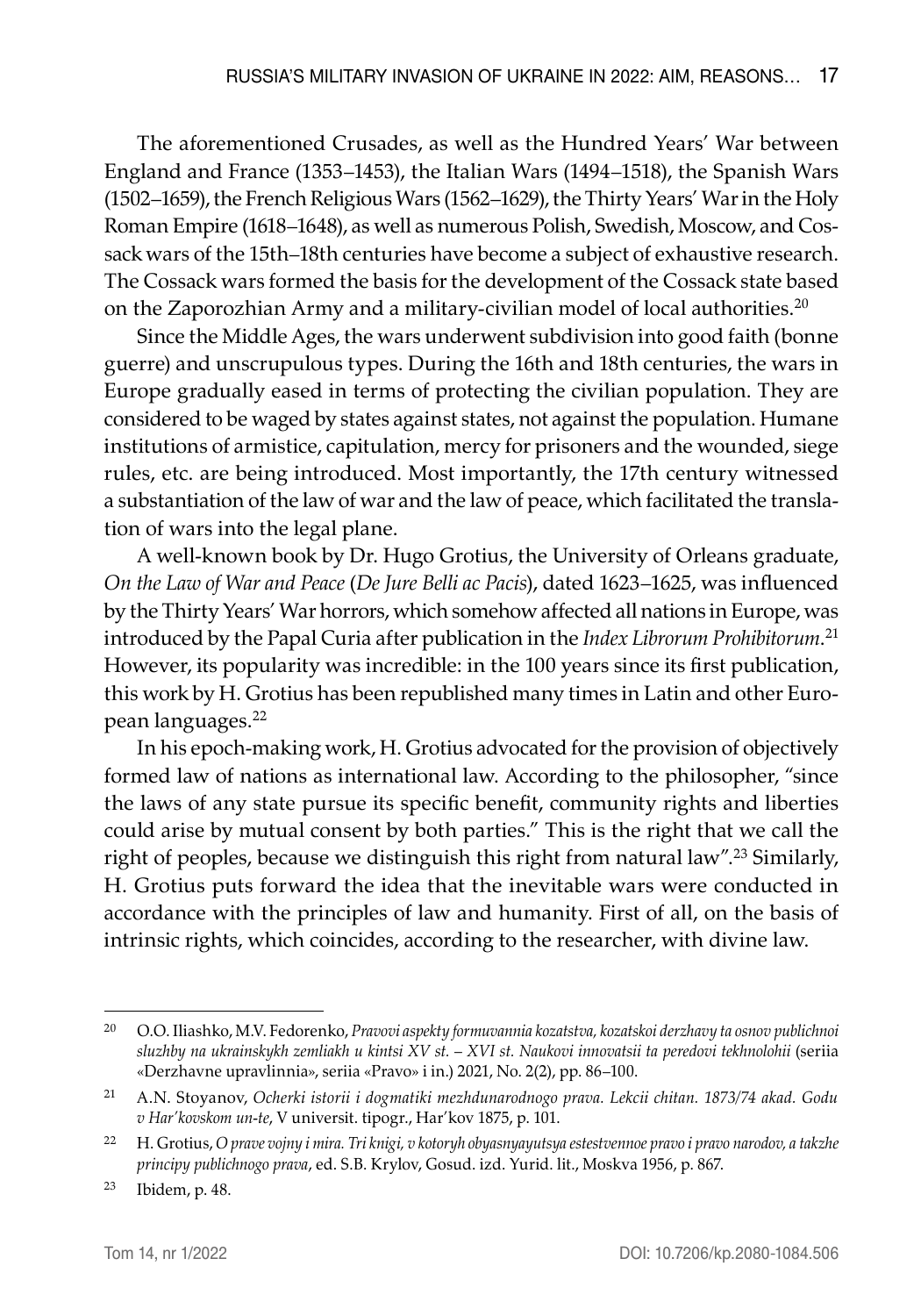The aforementioned Crusades, as well as the Hundred Years' War between England and France (1353–1453), the Italian Wars (1494–1518), the Spanish Wars (1502–1659), the French Religious Wars (1562–1629), the Thirty Years' War in the Holy Roman Empire (1618–1648), as well as numerous Polish, Swedish, Moscow, and Cossack wars of the 15th–18th centuries have become a subject of exhaustive research. The Cossack wars formed the basis for the development of the Cossack state based on the Zaporozhian Army and a military-civilian model of local authorities.[20]

Since the Middle Ages, the wars underwent subdivision into good faith (bonne guerre) and unscrupulous types. During the 16th and 18th centuries, the wars in Europe gradually eased in terms of protecting the civilian population. They are considered to be waged by states against states, not against the population. Humane institutions of armistice, capitulation, mercy for prisoners and the wounded, siege rules, etc. are being introduced. Most importantly, the 17th century witnessed a substantiation of the law of war and the law of peace, which facilitated the translation of wars into the legal plane.

A well-known book by Dr. Hugo Grotius, the University of Orleans graduate, *On the Law of War and Peace* (*De Jure Belli ac Pacis*), dated 1623–1625, was influenced by the Thirty Years' War horrors, which somehow affected all nations in Europe, was introduced by the Papal Curia after publication in the *Index Librorum Prohibitorum*.[21] However, its popularity was incredible: in the 100 years since its first publication, this work by H. Grotius has been republished many times in Latin and other European languages.[22]

In his epoch-making work, H. Grotius advocated for the provision of objectively formed law of nations as international law. According to the philosopher, "since the laws of any state pursue its specific benefit, community rights and liberties could arise by mutual consent by both parties." This is the right that we call the right of peoples, because we distinguish this right from natural law".[23] Similarly, H. Grotius puts forward the idea that the inevitable wars were conducted in accordance with the principles of law and humanity. First of all, on the basis of intrinsic rights, which coincides, according to the researcher, with divine law.

---

[20] O.O. Iliashko, M.V. Fedorenko, *Pravovi aspekty formuvannia kozatstva, kozatskoi derzhavy ta osnov publichnoi sluzhby na ukrainskykh zemliakh u kintsi XV st. – XVI st. Naukovi innovatsii ta peredovi tekhnolohii* (seriia «Derzhavne upravlinnia», seriia «Pravo» i in.) 2021, No. 2(2), pp. 86–100.

[21] A.N. Stoyanov, *Ocherki istorii i dogmatiki mezhdunarodnogo prava. Lekcii chitan. 1873/74 akad. Godu v Har'kovskom un-te*, V universit. tipogr., Har'kov 1875, p. 101.

[22] H. Grotius, *O prave vojny i mira. Tri knigi, v kotoryh obyasnyayutsya estestvennoe pravo i pravo narodov, a takzhe principy publichnogo prava*, ed. S.B. Krylov, Gosud. izd. Yurid. lit., Moskva 1956, p. 867.

[23] Ibidem, p. 48.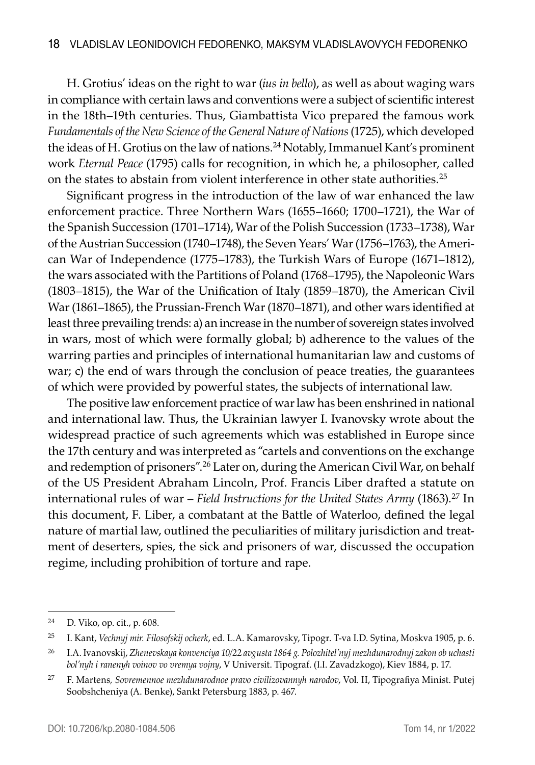H. Grotius' ideas on the right to war (*ius in bello*), as well as about waging wars in compliance with certain laws and conventions were a subject of scientific interest in the 18th–19th centuries. Thus, Giambattista Vico prepared the famous work *Fundamentals of the New Science of the General Nature of Nations* (1725), which developed the ideas of H. Grotius on the law of nations.[24] Notably, Immanuel Kant's prominent work *Eternal Peace* (1795) calls for recognition, in which he, a philosopher, called on the states to abstain from violent interference in other state authorities.[25]

Significant progress in the introduction of the law of war enhanced the law enforcement practice. Three Northern Wars (1655–1660; 1700–1721), the War of the Spanish Succession (1701–1714), War of the Polish Succession (1733–1738), War of the Austrian Succession (1740–1748), the Seven Years' War (1756–1763), the American War of Independence (1775–1783), the Turkish Wars of Europe (1671–1812), the wars associated with the Partitions of Poland (1768–1795), the Napoleonic Wars (1803–1815), the War of the Unification of Italy (1859–1870), the American Civil War (1861–1865), the Prussian-French War (1870–1871), and other wars identified at least three prevailing trends: a) an increase in the number of sovereign states involved in wars, most of which were formally global; b) adherence to the values of the warring parties and principles of international humanitarian law and customs of war; c) the end of wars through the conclusion of peace treaties, the guarantees of which were provided by powerful states, the subjects of international law.

The positive law enforcement practice of war law has been enshrined in national and international law. Thus, the Ukrainian lawyer I. Ivanovsky wrote about the widespread practice of such agreements which was established in Europe since the 17th century and was interpreted as "cartels and conventions on the exchange and redemption of prisoners".[26] Later on, during the American Civil War, on behalf of the US President Abraham Lincoln, Prof. Francis Liber drafted a statute on international rules of war – *Field Instructions for the United States Army* (1863).[27] In this document, F. Liber, a combatant at the Battle of Waterloo, defined the legal nature of martial law, outlined the peculiarities of military jurisdiction and treatment of deserters, spies, the sick and prisoners of war, discussed the occupation regime, including prohibition of torture and rape.

---

[24] D. Viko, op. cit., p. 608.

[25] I. Kant, *Vechnyj mir. Filosofskij ocherk*, ed. L.A. Kamarovsky, Tipogr. T-va I.D. Sytina, Moskva 1905, p. 6.

[26] I.A. Ivanovskij, *Zhenevskaya konvenciya 10/22 avgusta 1864 g. Polozhitel'nyj mezhdunarodnyj zakon ob uchasti bol'nyh i ranenyh voinov vo vremya vojny*, V Universit. Tipograf. (I.I. Zavadzkogo), Kiev 1884, p. 17.

[27] F. Martens*, Sovremennoe mezhdunarodnoe pravo civilizovannyh narodov*, Vol. II, Tipografiya Minist. Putej Soobshcheniya (A. Benke), Sankt Petersburg 1883, p. 467.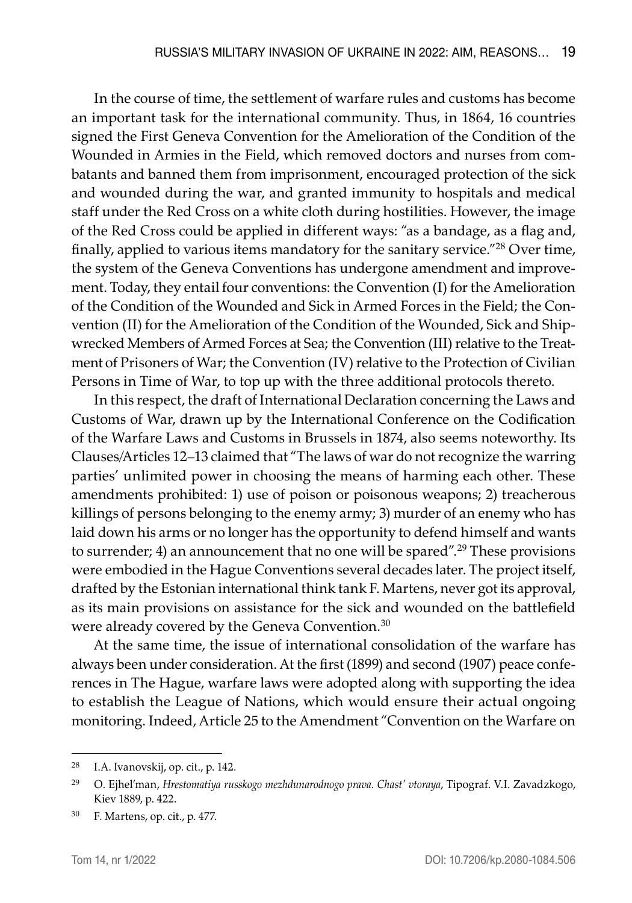In the course of time, the settlement of warfare rules and customs has become an important task for the international community. Thus, in 1864, 16 countries signed the First Geneva Convention for the Amelioration of the Condition of the Wounded in Armies in the Field, which removed doctors and nurses from combatants and banned them from imprisonment, encouraged protection of the sick and wounded during the war, and granted immunity to hospitals and medical staff under the Red Cross on a white cloth during hostilities. However, the image of the Red Cross could be applied in different ways: "as a bandage, as a flag and, finally, applied to various items mandatory for the sanitary service."[28] Over time, the system of the Geneva Conventions has undergone amendment and improvement. Today, they entail four conventions: the Convention (I) for the Amelioration of the Condition of the Wounded and Sick in Armed Forces in the Field; the Convention (II) for the Amelioration of the Condition of the Wounded, Sick and Shipwrecked Members of Armed Forces at Sea; the Convention (III) relative to the Treatment of Prisoners of War; the Convention (IV) relative to the Protection of Civilian Persons in Time of War, to top up with the three additional protocols thereto.

In this respect, the draft of International Declaration concerning the Laws and Customs of War, drawn up by the International Conference on the Codification of the Warfare Laws and Customs in Brussels in 1874, also seems noteworthy. Its Clauses/Articles 12–13 claimed that "The laws of war do not recognize the warring parties' unlimited power in choosing the means of harming each other. These amendments prohibited: 1) use of poison or poisonous weapons; 2) treacherous killings of persons belonging to the enemy army; 3) murder of an enemy who has laid down his arms or no longer has the opportunity to defend himself and wants to surrender; 4) an announcement that no one will be spared".[29] These provisions were embodied in the Hague Conventions several decades later. The project itself, drafted by the Estonian international think tank F. Martens, never got its approval, as its main provisions on assistance for the sick and wounded on the battlefield were already covered by the Geneva Convention.[30]

At the same time, the issue of international consolidation of the warfare has always been under consideration. At the first (1899) and second (1907) peace conferences in The Hague, warfare laws were adopted along with supporting the idea to establish the League of Nations, which would ensure their actual ongoing monitoring. Indeed, Article 25 to the Amendment "Convention on the Warfare on

---

[28] I.A. Ivanovskij, op. cit., p. 142.

[29] O. Ejhel'man, *Hrestomatiya russkogo mezhdunarodnogo prava. Chast' vtoraya*, Tipograf. V.I. Zavadzkogo, Kiev 1889, p. 422.

[30] F. Martens, op. cit., p. 477.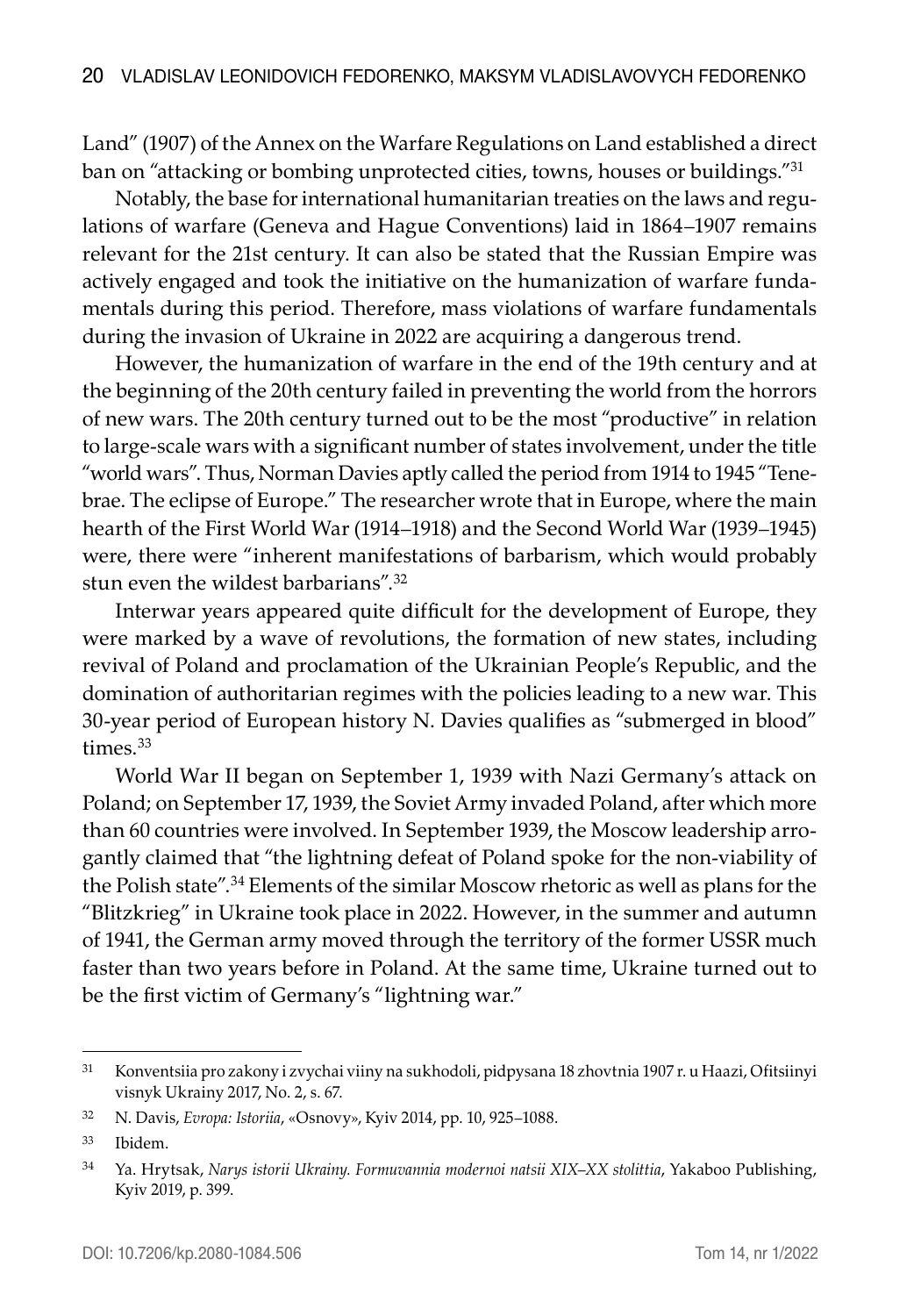Land" (1907) of the Annex on the Warfare Regulations on Land established a direct ban on "attacking or bombing unprotected cities, towns, houses or buildings."[31]

Notably, the base for international humanitarian treaties on the laws and regulations of warfare (Geneva and Hague Conventions) laid in 1864–1907 remains relevant for the 21st century. It can also be stated that the Russian Empire was actively engaged and took the initiative on the humanization of warfare fundamentals during this period. Therefore, mass violations of warfare fundamentals during the invasion of Ukraine in 2022 are acquiring a dangerous trend.

However, the humanization of warfare in the end of the 19th century and at the beginning of the 20th century failed in preventing the world from the horrors of new wars. The 20th century turned out to be the most "productive" in relation to large-scale wars with a significant number of states involvement, under the title "world wars". Thus, Norman Davies aptly called the period from 1914 to 1945 "Tenebrae. The eclipse of Europe." The researcher wrote that in Europe, where the main hearth of the First World War (1914–1918) and the Second World War (1939–1945) were, there were "inherent manifestations of barbarism, which would probably stun even the wildest barbarians".[32]

Interwar years appeared quite difficult for the development of Europe, they were marked by a wave of revolutions, the formation of new states, including revival of Poland and proclamation of the Ukrainian People's Republic, and the domination of authoritarian regimes with the policies leading to a new war. This 30-year period of European history N. Davies qualifies as "submerged in blood" times.[33]

World War II began on September 1, 1939 with Nazi Germany's attack on Poland; on September 17, 1939, the Soviet Army invaded Poland, after which more than 60 countries were involved. In September 1939, the Moscow leadership arrogantly claimed that "the lightning defeat of Poland spoke for the non-viability of the Polish state".[34] Elements of the similar Moscow rhetoric as well as plans for the "Blitzkrieg" in Ukraine took place in 2022. However, in the summer and autumn of 1941, the German army moved through the territory of the former USSR much faster than two years before in Poland. At the same time, Ukraine turned out to be the first victim of Germany's "lightning war."

---

[31] Konventsiia pro zakony i zvychai viiny na sukhodoli, pidpysana 18 zhovtnia 1907 r. u Haazi, Ofitsiinyi visnyk Ukrainy 2017, No. 2, s. 67.

[32] N. Davis, *Evropa: Istoriia*, «Osnovy», Kyiv 2014, pp. 10, 925–1088.

[33] Ibidem.

[34] Ya. Hrytsak, *Narys istorii Ukrainy. Formuvannia modernoi natsii XIX–XX stolittia*, Yakaboo Publishing, Kyiv 2019, p. 399.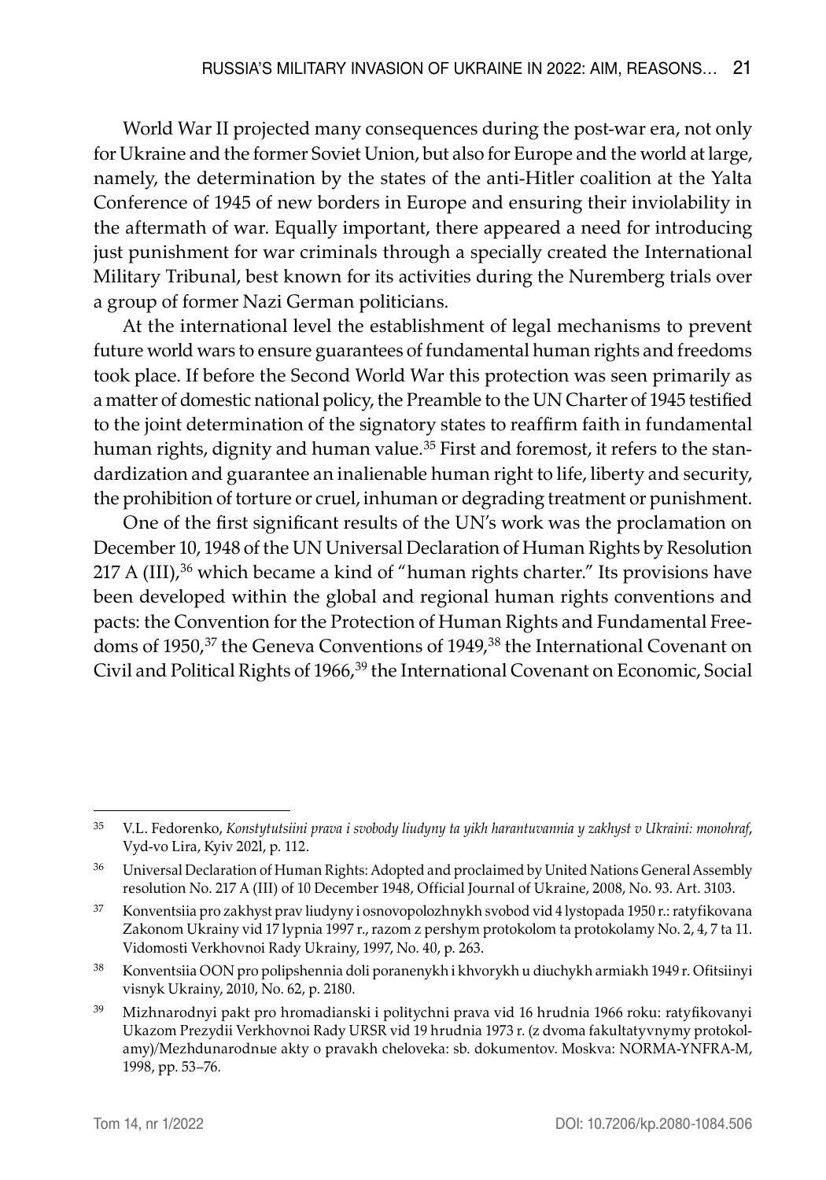World War II projected many consequences during the post-war era, not only for Ukraine and the former Soviet Union, but also for Europe and the world at large, namely, the determination by the states of the anti-Hitler coalition at the Yalta Conference of 1945 of new borders in Europe and ensuring their inviolability in the aftermath of war. Equally important, there appeared a need for introducing just punishment for war criminals through a specially created the International Military Tribunal, best known for its activities during the Nuremberg trials over a group of former Nazi German politicians.

At the international level the establishment of legal mechanisms to prevent future world wars to ensure guarantees of fundamental human rights and freedoms took place. If before the Second World War this protection was seen primarily as a matter of domestic national policy, the Preamble to the UN Charter of 1945 testified to the joint determination of the signatory states to reaffirm faith in fundamental human rights, dignity and human value.[35] First and foremost, it refers to the standardization and guarantee an inalienable human right to life, liberty and security, the prohibition of torture or cruel, inhuman or degrading treatment or punishment.

One of the first significant results of the UN's work was the proclamation on December 10, 1948 of the UN Universal Declaration of Human Rights by Resolution 217 A (III),[36] which became a kind of "human rights charter." Its provisions have been developed within the global and regional human rights conventions and pacts: the Convention for the Protection of Human Rights and Fundamental Freedoms of 1950,[37] the Geneva Conventions of 1949,[38] the International Covenant on Civil and Political Rights of 1966,[39] the International Covenant on Economic, Social

---

[35] V.L. Fedorenko, *Konstytutsiini prava i svobody liudyny ta yikh harantuvannia y zakhyst v Ukraini: monohraf*, Vyd-vo Lira, Kyiv 202l, p. 112.

[36] Universal Declaration of Human Rights: Adopted and proclaimed by United Nations General Assembly resolution No. 217 A (III) of 10 December 1948, Official Journal of Ukraine, 2008, No. 93. Art. 3103.

[37] Konventsiia pro zakhyst prav liudyny i osnovopolozhnykh svobod vid 4 lystopada 1950 r.: ratyfikovana Zakonom Ukrainy vid 17 lypnia 1997 r., razom z pershym protokolom ta protokolamy No. 2, 4, 7 ta 11. Vidomosti Verkhovnoi Rady Ukrainy, 1997, No. 40, p. 263.

[38] Konventsiia OON pro polipshennia doli poranenykh i khvorykh u diuchykh armiakh 1949 r. Ofitsiinyi visnyk Ukrainy, 2010, No. 62, p. 2180.

[39] Mizhnarodnyi pakt pro hromadianski i politychni prava vid 16 hrudnia 1966 roku: ratyfikovanyi Ukazom Prezydii Verkhovnoi Rady URSR vid 19 hrudnia 1973 r. (z dvoma fakultatyvnymy protokolamy)/Mezhdunarodnыe akty o pravakh cheloveka: sb. dokumentov. Moskva: NORMA-YNFRA-M, 1998, pp. 53–76.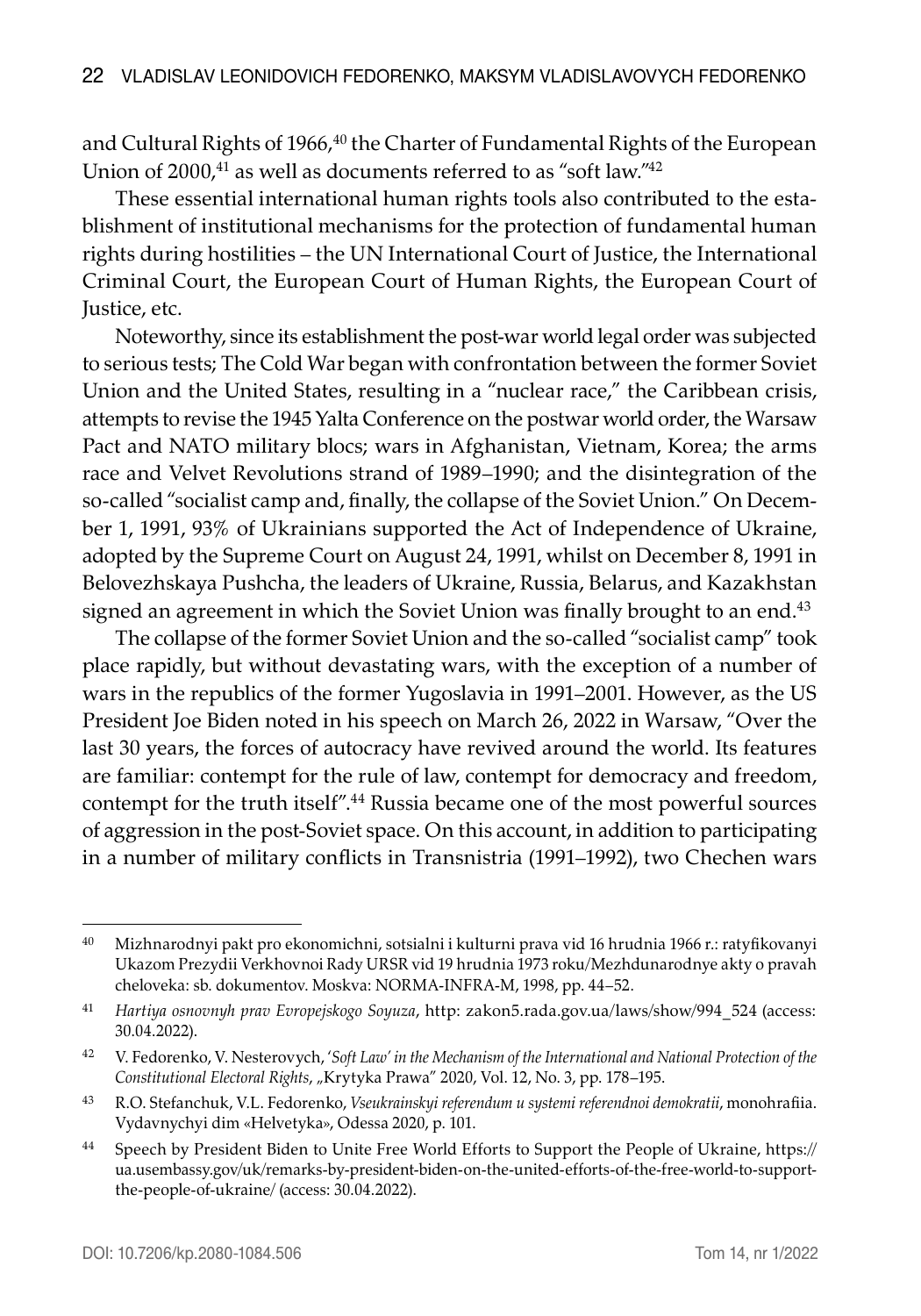and Cultural Rights of 1966,[40] the Charter of Fundamental Rights of the European Union of 2000,[41] as well as documents referred to as "soft law."[42]

These essential international human rights tools also contributed to the establishment of institutional mechanisms for the protection of fundamental human rights during hostilities – the UN International Court of Justice, the International Criminal Court, the European Court of Human Rights, the European Court of Justice, etc.

Noteworthy, since its establishment the post-war world legal order was subjected to serious tests; The Cold War began with confrontation between the former Soviet Union and the United States, resulting in a "nuclear race," the Caribbean crisis, attempts to revise the 1945 Yalta Conference on the postwar world order, the Warsaw Pact and NATO military blocs; wars in Afghanistan, Vietnam, Korea; the arms race and Velvet Revolutions strand of 1989–1990; and the disintegration of the so-called "socialist camp and, finally, the collapse of the Soviet Union." On December 1, 1991, 93% of Ukrainians supported the Act of Independence of Ukraine, adopted by the Supreme Court on August 24, 1991, whilst on December 8, 1991 in Belovezhskaya Pushcha, the leaders of Ukraine, Russia, Belarus, and Kazakhstan signed an agreement in which the Soviet Union was finally brought to an end.[43]

The collapse of the former Soviet Union and the so-called "socialist camp" took place rapidly, but without devastating wars, with the exception of a number of wars in the republics of the former Yugoslavia in 1991–2001. However, as the US President Joe Biden noted in his speech on March 26, 2022 in Warsaw, "Over the last 30 years, the forces of autocracy have revived around the world. Its features are familiar: contempt for the rule of law, contempt for democracy and freedom, contempt for the truth itself".[44] Russia became one of the most powerful sources of aggression in the post-Soviet space. On this account, in addition to participating in a number of military conflicts in Transnistria (1991–1992), two Chechen wars

---

[40] Mizhnarodnyi pakt pro ekonomichni, sotsialni i kulturni prava vid 16 hrudnia 1966 r.: ratyfikovanyi Ukazom Prezydii Verkhovnoi Rady URSR vid 19 hrudnia 1973 roku/Mezhdunarodnye akty o pravah cheloveka: sb. dokumentov. Moskva: NORMA-INFRA-M, 1998, pp. 44–52.

[41] *Hartiya osnovnyh prav Evropejskogo Soyuza*, http: zakon5.rada.gov.ua/laws/show/994_524 (access: 30.04.2022).

[42] V. Fedorenko, V. Nesterovych, *'Soft Law' in the Mechanism of the International and National Protection of the Constitutional Electoral Rights*, „Krytyka Prawa" 2020, Vol. 12, No. 3, pp. 178–195.

[43] R.O. Stefanchuk, V.L. Fedorenko, *Vseukrainskyi referendum u systemi referendnoi demokratii*, monohrafiia. Vydavnychyi dim «Helvetyka», Odessa 2020, p. 101.

[44] Speech by President Biden to Unite Free World Efforts to Support the People of Ukraine, https://ua.usembassy.gov/uk/remarks-by-president-biden-on-the-united-efforts-of-the-free-world-to-support-the-people-of-ukraine/ (access: 30.04.2022).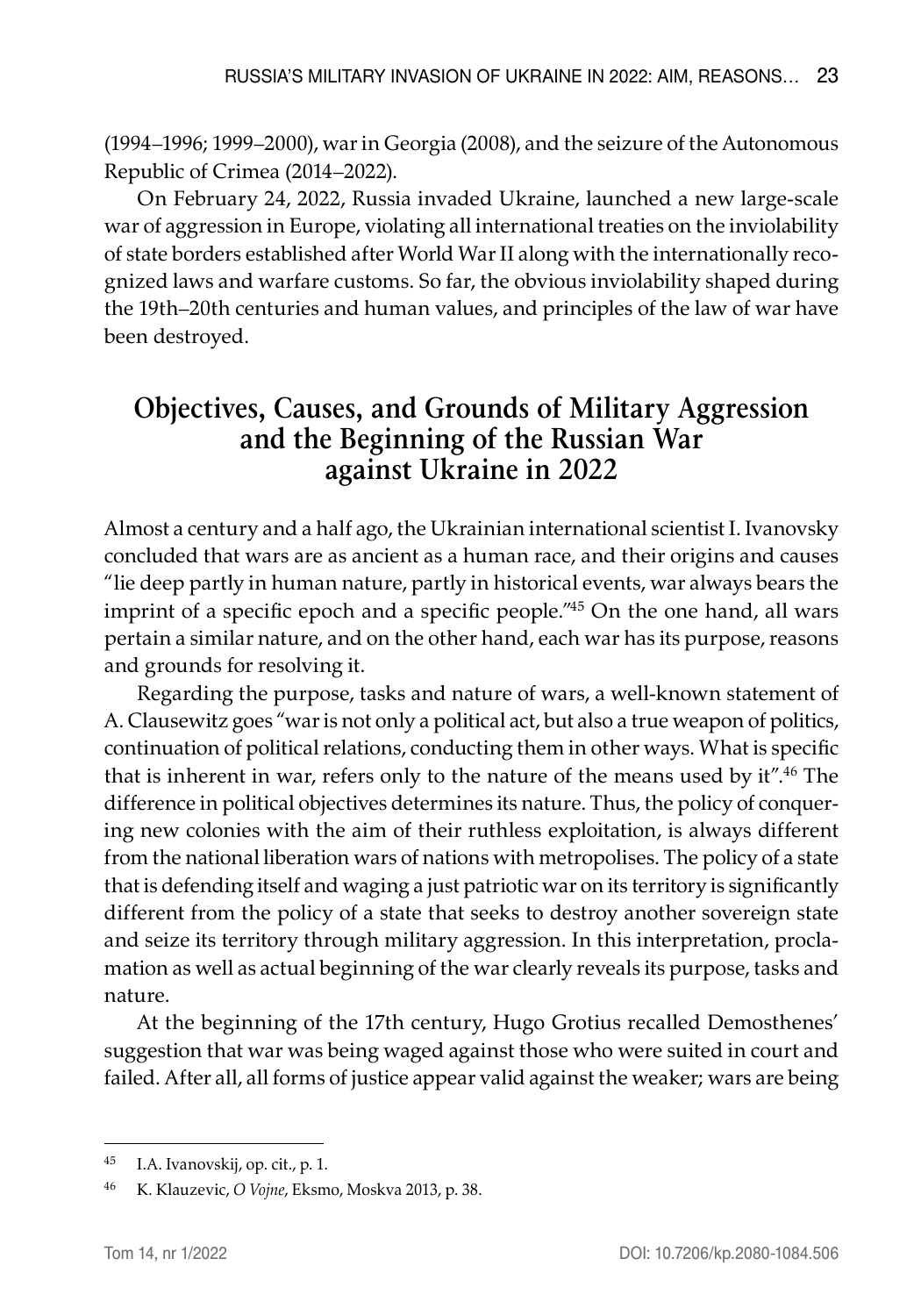(1994–1996; 1999–2000), war in Georgia (2008), and the seizure of the Autonomous Republic of Crimea (2014–2022).

On February 24, 2022, Russia invaded Ukraine, launched a new large-scale war of aggression in Europe, violating all international treaties on the inviolability of state borders established after World War II along with the internationally recognized laws and warfare customs. So far, the obvious inviolability shaped during the 19th–20th centuries and human values, and principles of the law of war have been destroyed.

## Objectives, Causes, and Grounds of Military Aggression and the Beginning of the Russian War against Ukraine in 2022

Almost a century and a half ago, the Ukrainian international scientist I. Ivanovsky concluded that wars are as ancient as a human race, and their origins and causes "lie deep partly in human nature, partly in historical events, war always bears the imprint of a specific epoch and a specific people."[45] On the one hand, all wars pertain a similar nature, and on the other hand, each war has its purpose, reasons and grounds for resolving it.

Regarding the purpose, tasks and nature of wars, a well-known statement of A. Clausewitz goes "war is not only a political act, but also a true weapon of politics, continuation of political relations, conducting them in other ways. What is specific that is inherent in war, refers only to the nature of the means used by it".[46] The difference in political objectives determines its nature. Thus, the policy of conquering new colonies with the aim of their ruthless exploitation, is always different from the national liberation wars of nations with metropolises. The policy of a state that is defending itself and waging a just patriotic war on its territory is significantly different from the policy of a state that seeks to destroy another sovereign state and seize its territory through military aggression. In this interpretation, proclamation as well as actual beginning of the war clearly reveals its purpose, tasks and nature.

At the beginning of the 17th century, Hugo Grotius recalled Demosthenes' suggestion that war was being waged against those who were suited in court and failed. After all, all forms of justice appear valid against the weaker; wars are being

---

45 I.A. Ivanovskij, op. cit., p. 1.

46 K. Klauzevic, *O Vojne*, Eksmo, Moskva 2013, p. 38.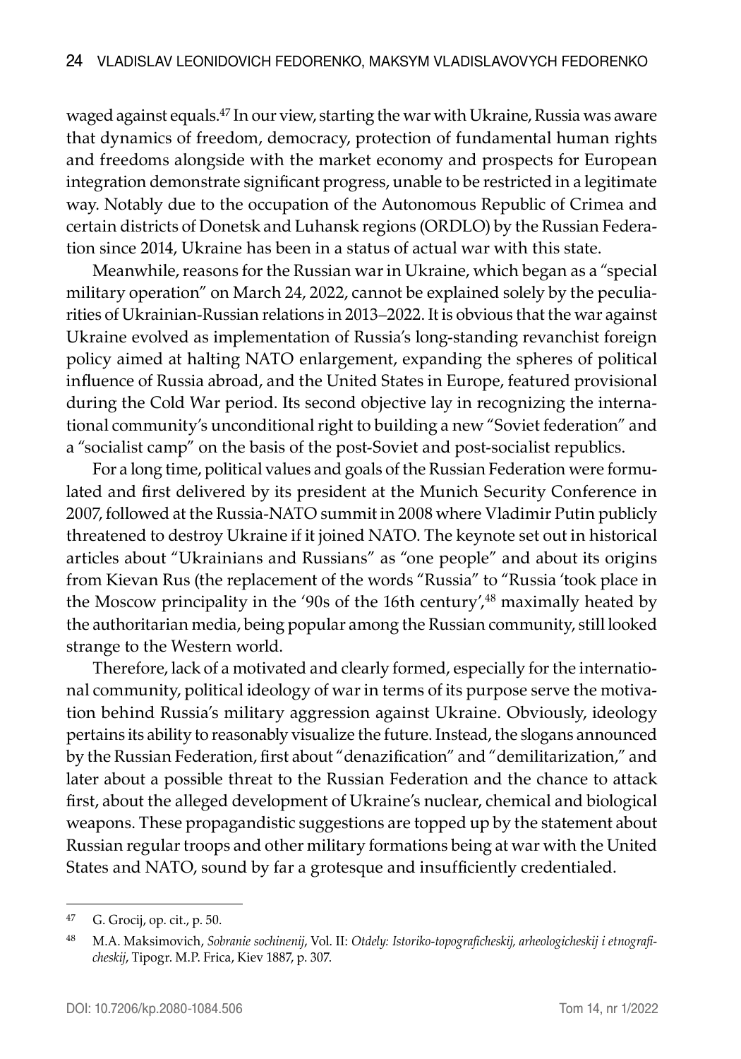waged against equals.[47] In our view, starting the war with Ukraine, Russia was aware that dynamics of freedom, democracy, protection of fundamental human rights and freedoms alongside with the market economy and prospects for European integration demonstrate significant progress, unable to be restricted in a legitimate way. Notably due to the occupation of the Autonomous Republic of Crimea and certain districts of Donetsk and Luhansk regions (ORDLO) by the Russian Federation since 2014, Ukraine has been in a status of actual war with this state.

Meanwhile, reasons for the Russian war in Ukraine, which began as a "special military operation" on March 24, 2022, cannot be explained solely by the peculiarities of Ukrainian-Russian relations in 2013–2022. It is obvious that the war against Ukraine evolved as implementation of Russia's long-standing revanchist foreign policy aimed at halting NATO enlargement, expanding the spheres of political influence of Russia abroad, and the United States in Europe, featured provisional during the Cold War period. Its second objective lay in recognizing the international community's unconditional right to building a new "Soviet federation" and a "socialist camp" on the basis of the post-Soviet and post-socialist republics.

For a long time, political values and goals of the Russian Federation were formulated and first delivered by its president at the Munich Security Conference in 2007, followed at the Russia-NATO summit in 2008 where Vladimir Putin publicly threatened to destroy Ukraine if it joined NATO. The keynote set out in historical articles about "Ukrainians and Russians" as "one people" and about its origins from Kievan Rus (the replacement of the words "Russia" to "Russia 'took place in the Moscow principality in the '90s of the 16th century',[48] maximally heated by the authoritarian media, being popular among the Russian community, still looked strange to the Western world.

Therefore, lack of a motivated and clearly formed, especially for the international community, political ideology of war in terms of its purpose serve the motivation behind Russia's military aggression against Ukraine. Obviously, ideology pertains its ability to reasonably visualize the future. Instead, the slogans announced by the Russian Federation, first about "denazification" and "demilitarization," and later about a possible threat to the Russian Federation and the chance to attack first, about the alleged development of Ukraine's nuclear, chemical and biological weapons. These propagandistic suggestions are topped up by the statement about Russian regular troops and other military formations being at war with the United States and NATO, sound by far a grotesque and insufficiently credentialed.

---

[47] G. Grocij, op. cit., p. 50.

[48] M.A. Maksimovich, *Sobranie sochinenij*, Vol. II: *Otdely: Istoriko-topograficheskij, arheologicheskij i etnograficheskij*, Tipogr. M.P. Frica, Kiev 1887, p. 307.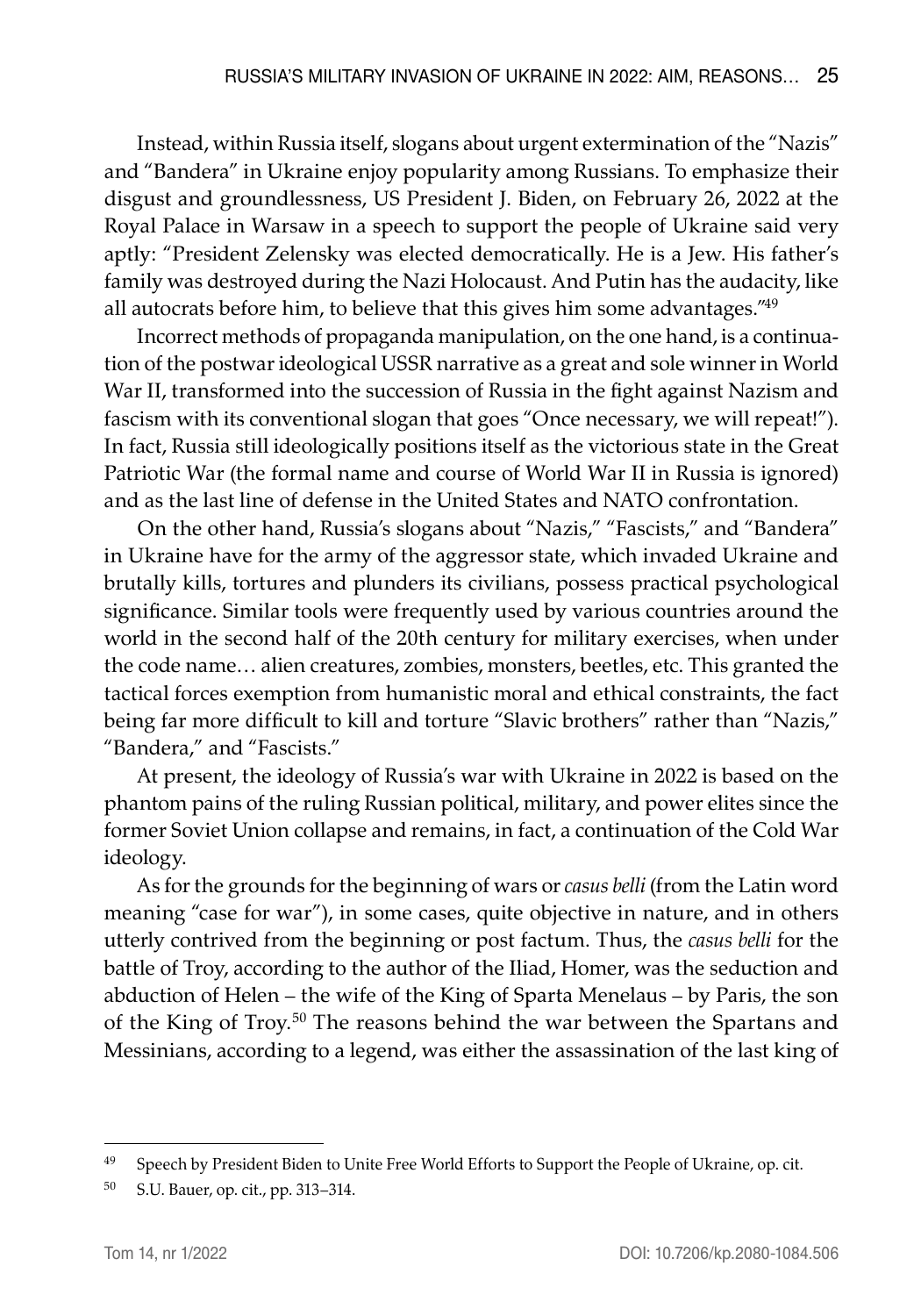Instead, within Russia itself, slogans about urgent extermination of the "Nazis" and "Bandera" in Ukraine enjoy popularity among Russians. To emphasize their disgust and groundlessness, US President J. Biden, on February 26, 2022 at the Royal Palace in Warsaw in a speech to support the people of Ukraine said very aptly: "President Zelensky was elected democratically. He is a Jew. His father's family was destroyed during the Nazi Holocaust. And Putin has the audacity, like all autocrats before him, to believe that this gives him some advantages."[49]

Incorrect methods of propaganda manipulation, on the one hand, is a continuation of the postwar ideological USSR narrative as a great and sole winner in World War II, transformed into the succession of Russia in the fight against Nazism and fascism with its conventional slogan that goes "Once necessary, we will repeat!"). In fact, Russia still ideologically positions itself as the victorious state in the Great Patriotic War (the formal name and course of World War II in Russia is ignored) and as the last line of defense in the United States and NATO confrontation.

On the other hand, Russia's slogans about "Nazis," "Fascists," and "Bandera" in Ukraine have for the army of the aggressor state, which invaded Ukraine and brutally kills, tortures and plunders its civilians, possess practical psychological significance. Similar tools were frequently used by various countries around the world in the second half of the 20th century for military exercises, when under the code name… alien creatures, zombies, monsters, beetles, etc. This granted the tactical forces exemption from humanistic moral and ethical constraints, the fact being far more difficult to kill and torture "Slavic brothers" rather than "Nazis," "Bandera," and "Fascists."

At present, the ideology of Russia's war with Ukraine in 2022 is based on the phantom pains of the ruling Russian political, military, and power elites since the former Soviet Union collapse and remains, in fact, a continuation of the Cold War ideology.

As for the grounds for the beginning of wars or *casus belli* (from the Latin word meaning "case for war"), in some cases, quite objective in nature, and in others utterly contrived from the beginning or post factum. Thus, the *casus belli* for the battle of Troy, according to the author of the Iliad, Homer, was the seduction and abduction of Helen – the wife of the King of Sparta Menelaus – by Paris, the son of the King of Troy.[50] The reasons behind the war between the Spartans and Messinians, according to a legend, was either the assassination of the last king of

---

[49] Speech by President Biden to Unite Free World Efforts to Support the People of Ukraine, op. cit.

[50] S.U. Bauer, op. cit., pp. 313–314.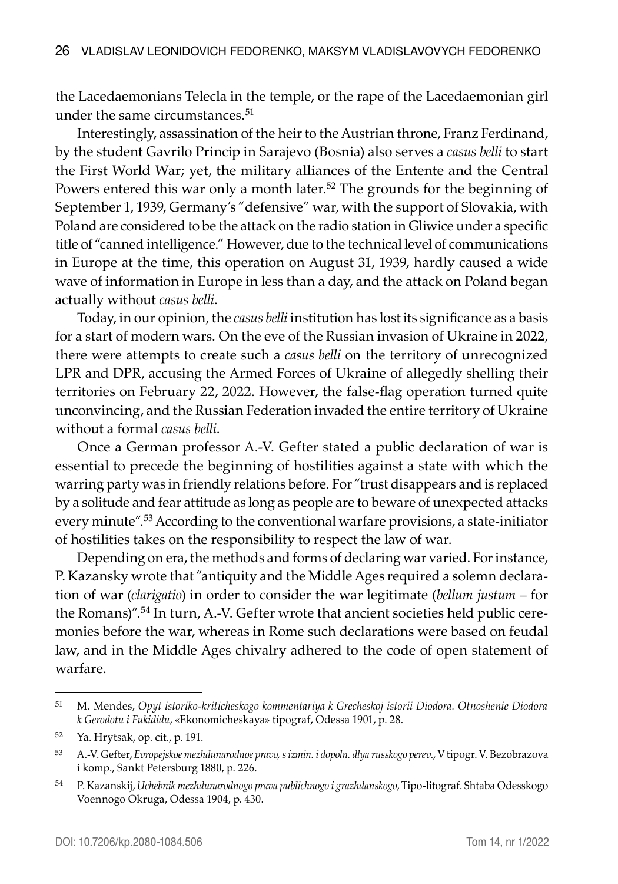the Lacedaemonians Telecla in the temple, or the rape of the Lacedaemonian girl under the same circumstances.[51]

Interestingly, assassination of the heir to the Austrian throne, Franz Ferdinand, by the student Gavrilo Princip in Sarajevo (Bosnia) also serves a *casus belli* to start the First World War; yet, the military alliances of the Entente and the Central Powers entered this war only a month later.[52] The grounds for the beginning of September 1, 1939, Germany's "defensive" war, with the support of Slovakia, with Poland are considered to be the attack on the radio station in Gliwice under a specific title of "canned intelligence." However, due to the technical level of communications in Europe at the time, this operation on August 31, 1939, hardly caused a wide wave of information in Europe in less than a day, and the attack on Poland began actually without *casus belli*.

Today, in our opinion, the *casus belli* institution has lost its significance as a basis for a start of modern wars. On the eve of the Russian invasion of Ukraine in 2022, there were attempts to create such a *casus belli* on the territory of unrecognized LPR and DPR, accusing the Armed Forces of Ukraine of allegedly shelling their territories on February 22, 2022. However, the false-flag operation turned quite unconvincing, and the Russian Federation invaded the entire territory of Ukraine without a formal *casus belli*.

Once a German professor A.-V. Gefter stated a public declaration of war is essential to precede the beginning of hostilities against a state with which the warring party was in friendly relations before. For "trust disappears and is replaced by a solitude and fear attitude as long as people are to beware of unexpected attacks every minute".[53] According to the conventional warfare provisions, a state-initiator of hostilities takes on the responsibility to respect the law of war.

Depending on era, the methods and forms of declaring war varied. For instance, P. Kazansky wrote that "antiquity and the Middle Ages required a solemn declaration of war (*clarigatio*) in order to consider the war legitimate (*bellum justum* – for the Romans)".[54] In turn, A.-V. Gefter wrote that ancient societies held public ceremonies before the war, whereas in Rome such declarations were based on feudal law, and in the Middle Ages chivalry adhered to the code of open statement of warfare.

---

[51] M. Mendes, *Opyt istoriko-kriticheskogo kommentariya k Grecheskoj istorii Diodora. Otnoshenie Diodora k Gerodotu i Fukididu*, «Ekonomicheskaya» tipograf, Odessa 1901, p. 28.

[52] Ya. Hrytsak, op. cit., p. 191.

[53] A.-V. Gefter, *Evropejskoe mezhdunarodnoe pravo, s izmin. i dopoln. dlya russkogo perev.*, V tipogr. V. Bezobrazova i komp., Sankt Petersburg 1880, p. 226.

[54] P. Kazanskij, *Uchebnik mezhdunarodnogo prava publichnogo i grazhdanskogo*, Tipo-litograf. Shtaba Odesskogo Voennogo Okruga, Odessa 1904, p. 430.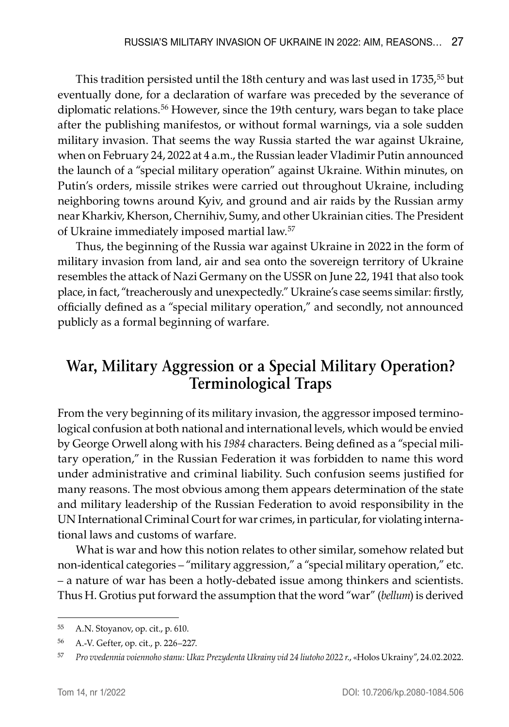This tradition persisted until the 18th century and was last used in 1735,[55] but eventually done, for a declaration of warfare was preceded by the severance of diplomatic relations.[56] However, since the 19th century, wars began to take place after the publishing manifestos, or without formal warnings, via a sole sudden military invasion. That seems the way Russia started the war against Ukraine, when on February 24, 2022 at 4 a.m., the Russian leader Vladimir Putin announced the launch of a "special military operation" against Ukraine. Within minutes, on Putin's orders, missile strikes were carried out throughout Ukraine, including neighboring towns around Kyiv, and ground and air raids by the Russian army near Kharkiv, Kherson, Chernihiv, Sumy, and other Ukrainian cities. The President of Ukraine immediately imposed martial law.[57]

Thus, the beginning of the Russia war against Ukraine in 2022 in the form of military invasion from land, air and sea onto the sovereign territory of Ukraine resembles the attack of Nazi Germany on the USSR on June 22, 1941 that also took place, in fact, "treacherously and unexpectedly." Ukraine's case seems similar: firstly, officially defined as a "special military operation," and secondly, not announced publicly as a formal beginning of warfare.

## War, Military Aggression or a Special Military Operation? Terminological Traps

From the very beginning of its military invasion, the aggressor imposed terminological confusion at both national and international levels, which would be envied by George Orwell along with his *1984* characters. Being defined as a "special military operation," in the Russian Federation it was forbidden to name this word under administrative and criminal liability. Such confusion seems justified for many reasons. The most obvious among them appears determination of the state and military leadership of the Russian Federation to avoid responsibility in the UN International Criminal Court for war crimes, in particular, for violating international laws and customs of warfare.

What is war and how this notion relates to other similar, somehow related but non-identical categories – "military aggression," a "special military operation," etc. – a nature of war has been a hotly-debated issue among thinkers and scientists. Thus H. Grotius put forward the assumption that the word "war" (*bellum*) is derived

---

[55] A.N. Stoyanov, op. cit., p. 610.

[56] A.-V. Gefter, op. cit., p. 226–227.

[57] *Pro vvedennia voiennoho stanu: Ukaz Prezydenta Ukrainy vid 24 liutoho 2022 r.*, «Holos Ukrainy", 24.02.2022.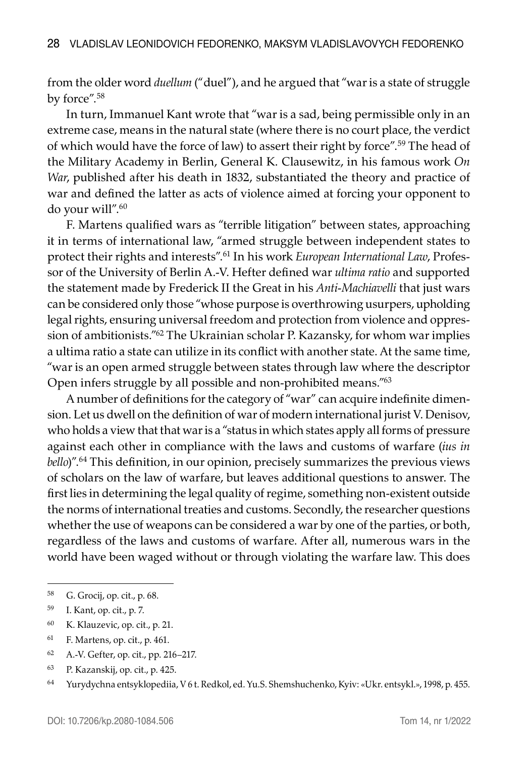from the older word *duellum* ("duel"), and he argued that "war is a state of struggle by force".[58]

In turn, Immanuel Kant wrote that "war is a sad, being permissible only in an extreme case, means in the natural state (where there is no court place, the verdict of which would have the force of law) to assert their right by force".[59] The head of the Military Academy in Berlin, General K. Clausewitz, in his famous work *On War*, published after his death in 1832, substantiated the theory and practice of war and defined the latter as acts of violence aimed at forcing your opponent to do your will".[60]

F. Martens qualified wars as "terrible litigation" between states, approaching it in terms of international law, "armed struggle between independent states to protect their rights and interests".[61] In his work *European International Law*, Professor of the University of Berlin A.-V. Hefter defined war *ultima ratio* and supported the statement made by Frederick II the Great in his *Anti-Machiavelli* that just wars can be considered only those "whose purpose is overthrowing usurpers, upholding legal rights, ensuring universal freedom and protection from violence and oppression of ambitionists."[62] The Ukrainian scholar P. Kazansky, for whom war implies a ultima ratio a state can utilize in its conflict with another state. At the same time, "war is an open armed struggle between states through law where the descriptor Open infers struggle by all possible and non-prohibited means."[63]

A number of definitions for the category of "war" can acquire indefinite dimension. Let us dwell on the definition of war of modern international jurist V. Denisov, who holds a view that that war is a "status in which states apply all forms of pressure against each other in compliance with the laws and customs of warfare (*ius in bello*)".[64] This definition, in our opinion, precisely summarizes the previous views of scholars on the law of warfare, but leaves additional questions to answer. The first lies in determining the legal quality of regime, something non-existent outside the norms of international treaties and customs. Secondly, the researcher questions whether the use of weapons can be considered a war by one of the parties, or both, regardless of the laws and customs of warfare. After all, numerous wars in the world have been waged without or through violating the warfare law. This does

---

[58] G. Grocij, op. cit., p. 68.

[59] I. Kant, op. cit., p. 7.

[60] K. Klauzevic, op. cit., p. 21.

[61] F. Martens, op. cit., p. 461.

[62] A.-V. Gefter, op. cit., pp. 216–217.

[63] P. Kazanskij, op. cit., p. 425.

[64] Yurydychna entsyklopediia, V 6 t. Redkol, ed. Yu.S. Shemshuchenko, Kyiv: «Ukr. entsykl.», 1998, p. 455.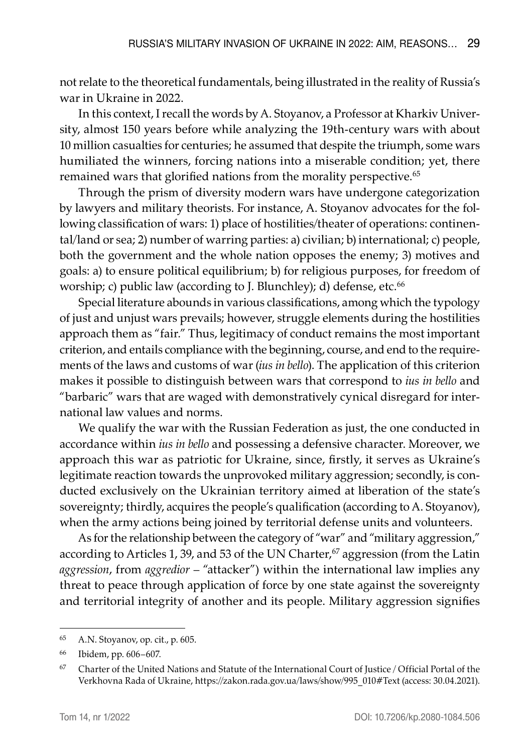not relate to the theoretical fundamentals, being illustrated in the reality of Russia's war in Ukraine in 2022.

In this context, I recall the words by A. Stoyanov, a Professor at Kharkiv University, almost 150 years before while analyzing the 19th-century wars with about 10 million casualties for centuries; he assumed that despite the triumph, some wars humiliated the winners, forcing nations into a miserable condition; yet, there remained wars that glorified nations from the morality perspective.[65]

Through the prism of diversity modern wars have undergone categorization by lawyers and military theorists. For instance, A. Stoyanov advocates for the following classification of wars: 1) place of hostilities/theater of operations: continental/land or sea; 2) number of warring parties: a) civilian; b) international; c) people, both the government and the whole nation opposes the enemy; 3) motives and goals: a) to ensure political equilibrium; b) for religious purposes, for freedom of worship; c) public law (according to J. Blunchley); d) defense, etc.[66]

Special literature abounds in various classifications, among which the typology of just and unjust wars prevails; however, struggle elements during the hostilities approach them as "fair." Thus, legitimacy of conduct remains the most important criterion, and entails compliance with the beginning, course, and end to the requirements of the laws and customs of war (*ius in bello*). The application of this criterion makes it possible to distinguish between wars that correspond to *ius in bello* and "barbaric" wars that are waged with demonstratively cynical disregard for international law values and norms.

We qualify the war with the Russian Federation as just, the one conducted in accordance within *ius in bello* and possessing a defensive character. Moreover, we approach this war as patriotic for Ukraine, since, firstly, it serves as Ukraine's legitimate reaction towards the unprovoked military aggression; secondly, is conducted exclusively on the Ukrainian territory aimed at liberation of the state's sovereignty; thirdly, acquires the people's qualification (according to A. Stoyanov), when the army actions being joined by territorial defense units and volunteers.

As for the relationship between the category of "war" and "military aggression," according to Articles 1, 39, and 53 of the UN Charter,[67] aggression (from the Latin *aggression*, from *aggredior* – "attacker") within the international law implies any threat to peace through application of force by one state against the sovereignty and territorial integrity of another and its people. Military aggression signifies

---

[65] A.N. Stoyanov, op. cit., p. 605.

[66] Ibidem, pp. 606–607.

[67] Charter of the United Nations and Statute of the International Court of Justice / Official Portal of the Verkhovna Rada of Ukraine, https://zakon.rada.gov.ua/laws/show/995_010#Text (access: 30.04.2021).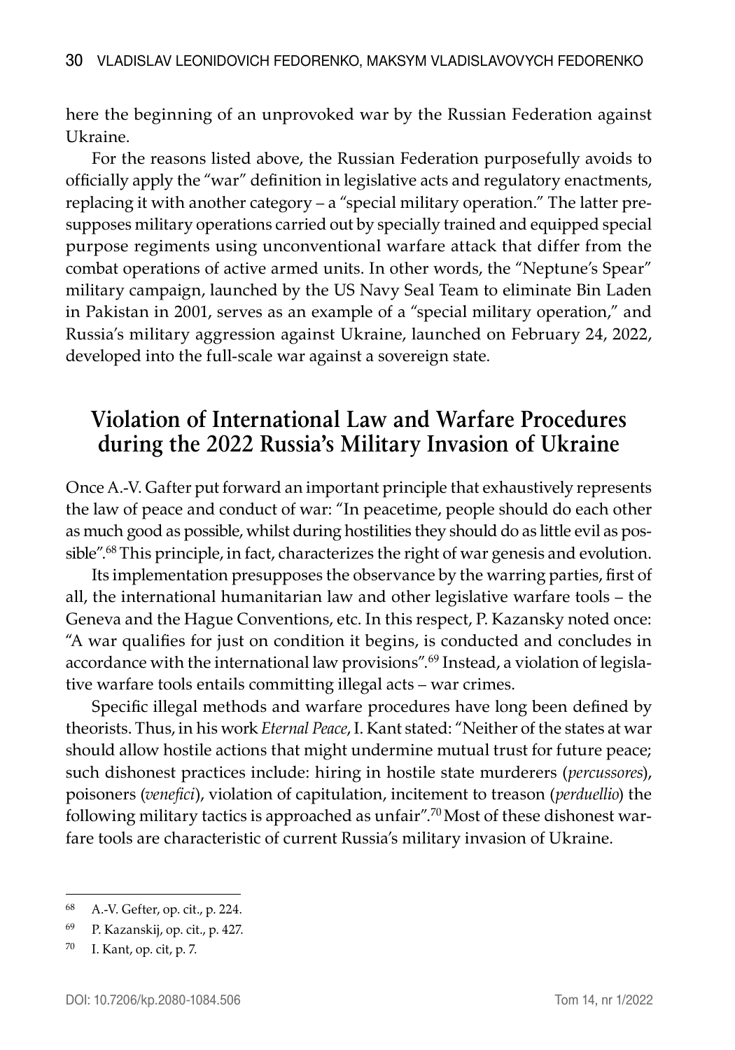here the beginning of an unprovoked war by the Russian Federation against Ukraine.

For the reasons listed above, the Russian Federation purposefully avoids to officially apply the "war" definition in legislative acts and regulatory enactments, replacing it with another category – a "special military operation." The latter presupposes military operations carried out by specially trained and equipped special purpose regiments using unconventional warfare attack that differ from the combat operations of active armed units. In other words, the "Neptune's Spear" military campaign, launched by the US Navy Seal Team to eliminate Bin Laden in Pakistan in 2001, serves as an example of a "special military operation," and Russia's military aggression against Ukraine, launched on February 24, 2022, developed into the full-scale war against a sovereign state.

## Violation of International Law and Warfare Procedures during the 2022 Russia's Military Invasion of Ukraine

Once A.-V. Gafter put forward an important principle that exhaustively represents the law of peace and conduct of war: "In peacetime, people should do each other as much good as possible, whilst during hostilities they should do as little evil as possible".[68] This principle, in fact, characterizes the right of war genesis and evolution.

Its implementation presupposes the observance by the warring parties, first of all, the international humanitarian law and other legislative warfare tools – the Geneva and the Hague Conventions, etc. In this respect, P. Kazansky noted once: "A war qualifies for just on condition it begins, is conducted and concludes in accordance with the international law provisions".[69] Instead, a violation of legislative warfare tools entails committing illegal acts – war crimes.

Specific illegal methods and warfare procedures have long been defined by theorists. Thus, in his work *Eternal Peace*, I. Kant stated: "Neither of the states at war should allow hostile actions that might undermine mutual trust for future peace; such dishonest practices include: hiring in hostile state murderers (*percussores*), poisoners (*venefici*), violation of capitulation, incitement to treason (*perduellio*) the following military tactics is approached as unfair".[70] Most of these dishonest warfare tools are characteristic of current Russia's military invasion of Ukraine.

---

[68] A.-V. Gefter, op. cit., p. 224.

[69] P. Kazanskij, op. cit., p. 427.

[70] I. Kant, op. cit, p. 7.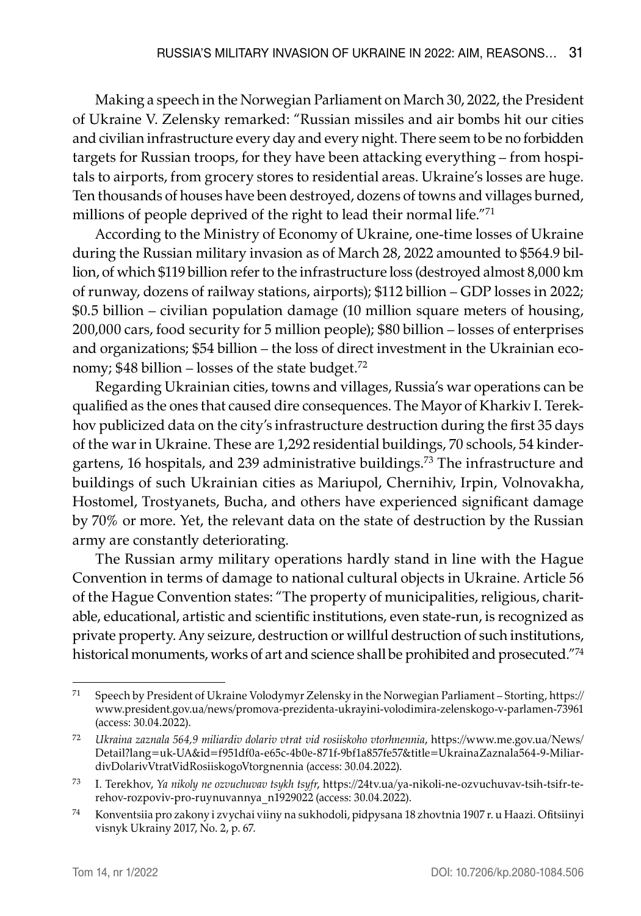Making a speech in the Norwegian Parliament on March 30, 2022, the President of Ukraine V. Zelensky remarked: "Russian missiles and air bombs hit our cities and civilian infrastructure every day and every night. There seem to be no forbidden targets for Russian troops, for they have been attacking everything – from hospitals to airports, from grocery stores to residential areas. Ukraine's losses are huge. Ten thousands of houses have been destroyed, dozens of towns and villages burned, millions of people deprived of the right to lead their normal life."[71]

According to the Ministry of Economy of Ukraine, one-time losses of Ukraine during the Russian military invasion as of March 28, 2022 amounted to $564.9 billion, of which $119 billion refer to the infrastructure loss (destroyed almost 8,000 km of runway, dozens of railway stations, airports); $112 billion – GDP losses in 2022; $0.5 billion – civilian population damage (10 million square meters of housing, 200,000 cars, food security for 5 million people); $80 billion – losses of enterprises and organizations; $54 billion – the loss of direct investment in the Ukrainian economy; $48 billion – losses of the state budget.[72]

Regarding Ukrainian cities, towns and villages, Russia's war operations can be qualified as the ones that caused dire consequences. The Mayor of Kharkiv I. Terekhov publicized data on the city's infrastructure destruction during the first 35 days of the war in Ukraine. These are 1,292 residential buildings, 70 schools, 54 kindergartens, 16 hospitals, and 239 administrative buildings.[73] The infrastructure and buildings of such Ukrainian cities as Mariupol, Chernihiv, Irpin, Volnovakha, Hostomel, Trostyanets, Bucha, and others have experienced significant damage by 70% or more. Yet, the relevant data on the state of destruction by the Russian army are constantly deteriorating.

The Russian army military operations hardly stand in line with the Hague Convention in terms of damage to national cultural objects in Ukraine. Article 56 of the Hague Convention states: "The property of municipalities, religious, charitable, educational, artistic and scientific institutions, even state-run, is recognized as private property. Any seizure, destruction or willful destruction of such institutions, historical monuments, works of art and science shall be prohibited and prosecuted."[74]

---

[71] Speech by President of Ukraine Volodymyr Zelensky in the Norwegian Parliament – Storting, https://www.president.gov.ua/news/promova-prezidenta-ukrayini-volodimira-zelenskogo-v-parlamen-73961 (access: 30.04.2022).

[72] *Ukraina zaznala 564,9 miliardiv dolariv vtrat vid rosiiskoho vtorhnennia*, https://www.me.gov.ua/News/Detail?lang=uk-UA&id=f951df0a-e65c-4b0e-871f-9bf1a857fe57&title=UkrainaZaznala564-9-MiliardivDolarivVtratVidRosiiskogoVtorgnennia (access: 30.04.2022).

[73] I. Terekhov, *Ya nikoly ne ozvuchuvav tsykh tsyfr*, https://24tv.ua/ya-nikoli-ne-ozvuchuvav-tsih-tsifr-terehov-rozpoviv-pro-ruynuvannya_n1929022 (access: 30.04.2022).

[74] Konventsiia pro zakony i zvychai viiny na sukhodoli, pidpysana 18 zhovtnia 1907 r. u Haazi. Ofitsiinyi visnyk Ukrainy 2017, No. 2, p. 67.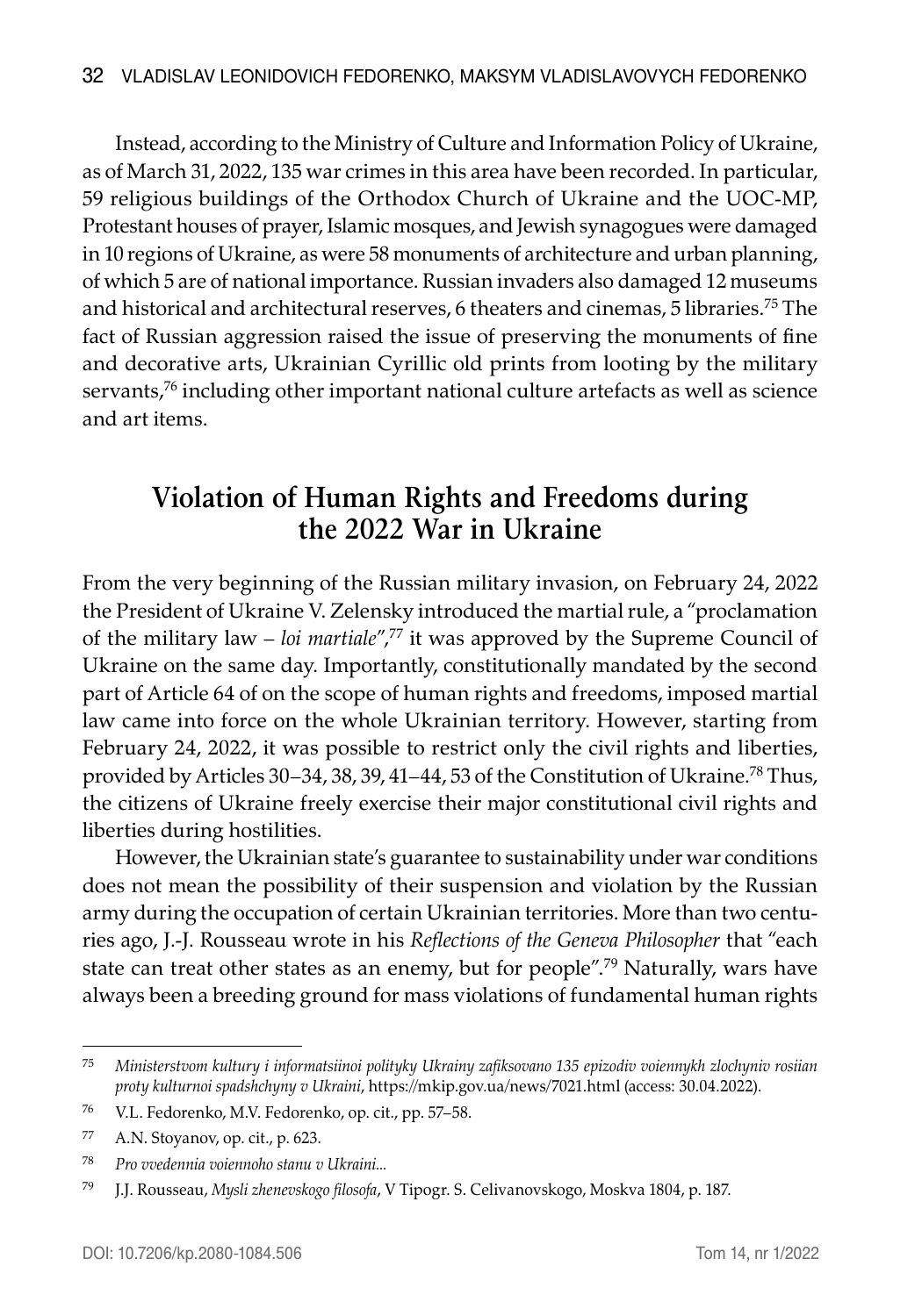Instead, according to the Ministry of Culture and Information Policy of Ukraine, as of March 31, 2022, 135 war crimes in this area have been recorded. In particular, 59 religious buildings of the Orthodox Church of Ukraine and the UOC-MP, Protestant houses of prayer, Islamic mosques, and Jewish synagogues were damaged in 10 regions of Ukraine, as were 58 monuments of architecture and urban planning, of which 5 are of national importance. Russian invaders also damaged 12 museums and historical and architectural reserves, 6 theaters and cinemas, 5 libraries.[75] The fact of Russian aggression raised the issue of preserving the monuments of fine and decorative arts, Ukrainian Cyrillic old prints from looting by the military servants,[76] including other important national culture artefacts as well as science and art items.

## Violation of Human Rights and Freedoms during the 2022 War in Ukraine

From the very beginning of the Russian military invasion, on February 24, 2022 the President of Ukraine V. Zelensky introduced the martial rule, a "proclamation of the military law – *loi martiale*",[77] it was approved by the Supreme Council of Ukraine on the same day. Importantly, constitutionally mandated by the second part of Article 64 of on the scope of human rights and freedoms, imposed martial law came into force on the whole Ukrainian territory. However, starting from February 24, 2022, it was possible to restrict only the civil rights and liberties, provided by Articles 30–34, 38, 39, 41–44, 53 of the Constitution of Ukraine.[78] Thus, the citizens of Ukraine freely exercise their major constitutional civil rights and liberties during hostilities.

However, the Ukrainian state's guarantee to sustainability under war conditions does not mean the possibility of their suspension and violation by the Russian army during the occupation of certain Ukrainian territories. More than two centuries ago, J.-J. Rousseau wrote in his *Reflections of the Geneva Philosopher* that "each state can treat other states as an enemy, but for people".[79] Naturally, wars have always been a breeding ground for mass violations of fundamental human rights

---

[75] *Ministerstvom kultury i informatsiinoi polityky Ukrainy zafiksovano 135 epizodiv voiennykh zlochyniv rosiian proty kulturnoi spadshchyny v Ukraini*, https://mkip.gov.ua/news/7021.html (access: 30.04.2022).

[76] V.L. Fedorenko, M.V. Fedorenko, op. cit., pp. 57–58.

[77] A.N. Stoyanov, op. cit., p. 623.

[78] *Pro vvedennia voiennoho stanu v Ukraini...*

[79] J.J. Rousseau, *Mysli zhenevskogo filosofa*, V Tipogr. S. Celivanovskogo, Moskva 1804, p. 187.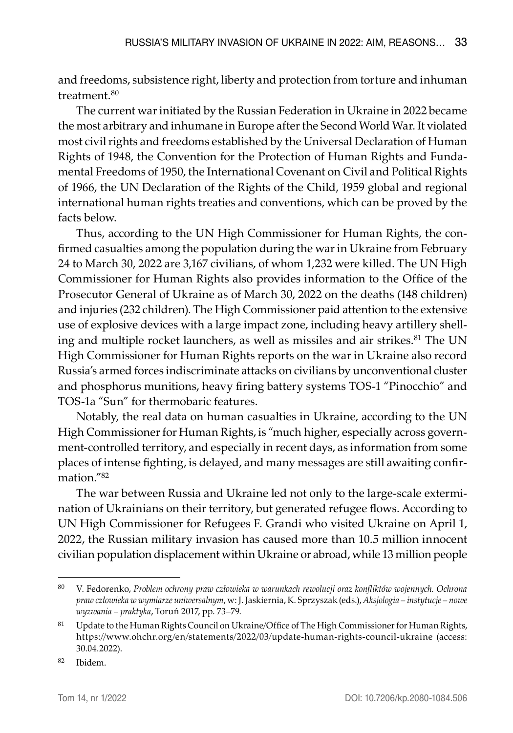and freedoms, subsistence right, liberty and protection from torture and inhuman treatment.[80]

The current war initiated by the Russian Federation in Ukraine in 2022 became the most arbitrary and inhumane in Europe after the Second World War. It violated most civil rights and freedoms established by the Universal Declaration of Human Rights of 1948, the Convention for the Protection of Human Rights and Fundamental Freedoms of 1950, the International Covenant on Civil and Political Rights of 1966, the UN Declaration of the Rights of the Child, 1959 global and regional international human rights treaties and conventions, which can be proved by the facts below.

Thus, according to the UN High Commissioner for Human Rights, the confirmed casualties among the population during the war in Ukraine from February 24 to March 30, 2022 are 3,167 civilians, of whom 1,232 were killed. The UN High Commissioner for Human Rights also provides information to the Office of the Prosecutor General of Ukraine as of March 30, 2022 on the deaths (148 children) and injuries (232 children). The High Commissioner paid attention to the extensive use of explosive devices with a large impact zone, including heavy artillery shelling and multiple rocket launchers, as well as missiles and air strikes.[81] The UN High Commissioner for Human Rights reports on the war in Ukraine also record Russia's armed forces indiscriminate attacks on civilians by unconventional cluster and phosphorus munitions, heavy firing battery systems TOS-1 "Pinocchio" and TOS-1a "Sun" for thermobaric features.

Notably, the real data on human casualties in Ukraine, according to the UN High Commissioner for Human Rights, is "much higher, especially across government-controlled territory, and especially in recent days, as information from some places of intense fighting, is delayed, and many messages are still awaiting confirmation."[82]

The war between Russia and Ukraine led not only to the large-scale extermination of Ukrainians on their territory, but generated refugee flows. According to UN High Commissioner for Refugees F. Grandi who visited Ukraine on April 1, 2022, the Russian military invasion has caused more than 10.5 million innocent civilian population displacement within Ukraine or abroad, while 13 million people

---

[80] V. Fedorenko, *Problem ochrony praw człowieka w warunkach rewolucji oraz konfliktów wojennych. Ochrona praw człowieka w wymiarze uniwersalnym*, w: J. Jaskiernia, K. Sprzyszak (eds.), *Aksjologia – instytucje – nowe wyzwania – praktyka*, Toruń 2017, pp. 73–79.

[81] Update to the Human Rights Council on Ukraine/Office of The High Commissioner for Human Rights, https://www.ohchr.org/en/statements/2022/03/update-human-rights-council-ukraine (access: 30.04.2022).

[82] Ibidem.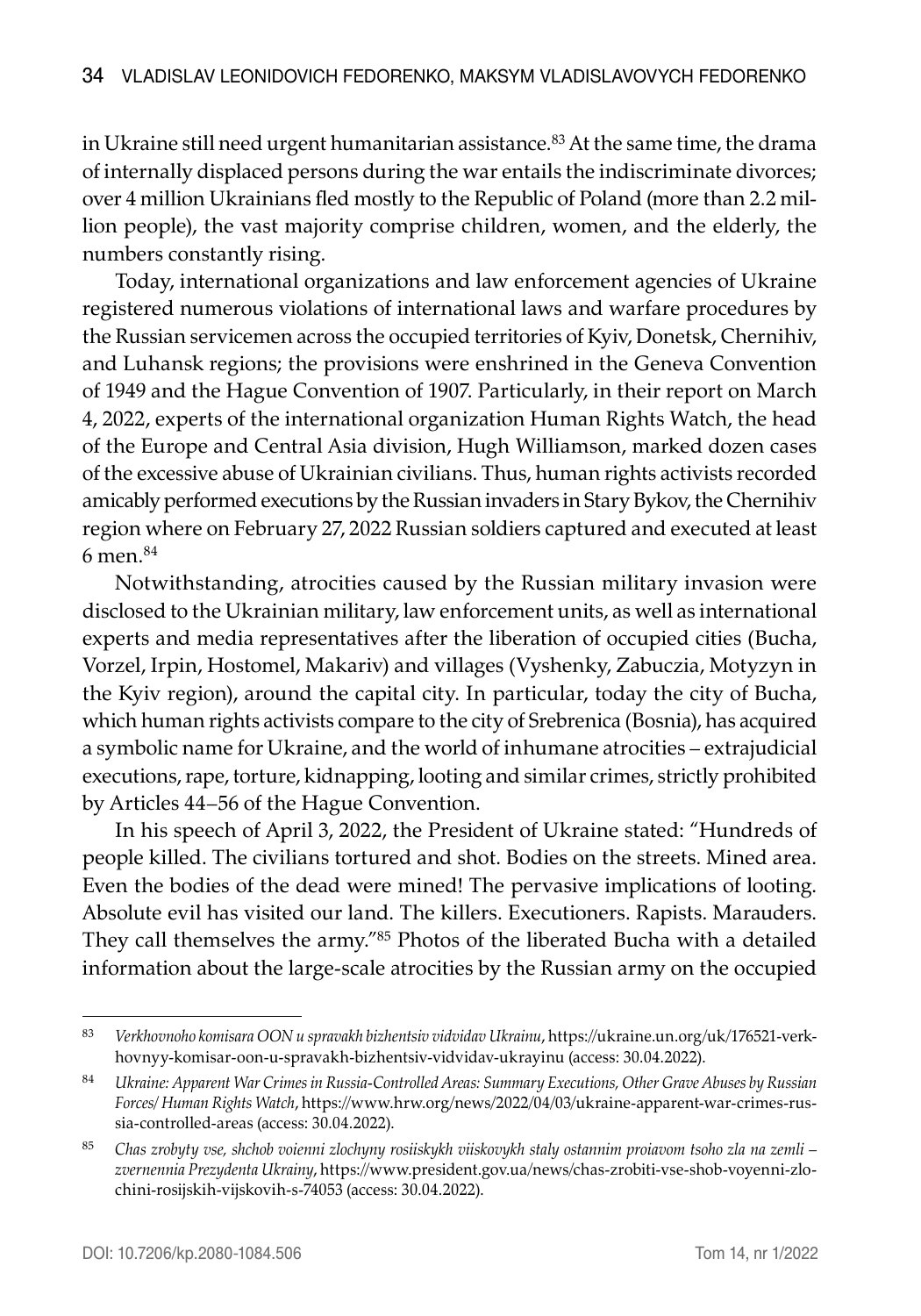in Ukraine still need urgent humanitarian assistance.[83] At the same time, the drama of internally displaced persons during the war entails the indiscriminate divorces; over 4 million Ukrainians fled mostly to the Republic of Poland (more than 2.2 million people), the vast majority comprise children, women, and the elderly, the numbers constantly rising.

Today, international organizations and law enforcement agencies of Ukraine registered numerous violations of international laws and warfare procedures by the Russian servicemen across the occupied territories of Kyiv, Donetsk, Chernihiv, and Luhansk regions; the provisions were enshrined in the Geneva Convention of 1949 and the Hague Convention of 1907. Particularly, in their report on March 4, 2022, experts of the international organization Human Rights Watch, the head of the Europe and Central Asia division, Hugh Williamson, marked dozen cases of the excessive abuse of Ukrainian civilians. Thus, human rights activists recorded amicably performed executions by the Russian invaders in Stary Bykov, the Chernihiv region where on February 27, 2022 Russian soldiers captured and executed at least 6 men.[84]

Notwithstanding, atrocities caused by the Russian military invasion were disclosed to the Ukrainian military, law enforcement units, as well as international experts and media representatives after the liberation of occupied cities (Bucha, Vorzel, Irpin, Hostomel, Makariv) and villages (Vyshenky, Zabuczia, Motyzyn in the Kyiv region), around the capital city. In particular, today the city of Bucha, which human rights activists compare to the city of Srebrenica (Bosnia), has acquired a symbolic name for Ukraine, and the world of inhumane atrocities – extrajudicial executions, rape, torture, kidnapping, looting and similar crimes, strictly prohibited by Articles 44–56 of the Hague Convention.

In his speech of April 3, 2022, the President of Ukraine stated: "Hundreds of people killed. The civilians tortured and shot. Bodies on the streets. Mined area. Even the bodies of the dead were mined! The pervasive implications of looting. Absolute evil has visited our land. The killers. Executioners. Rapists. Marauders. They call themselves the army."[85] Photos of the liberated Bucha with a detailed information about the large-scale atrocities by the Russian army on the occupied

---

[83] *Verkhovnoho komisara OON u spravakh bizhentsiv vidvidav Ukrainu*, https://ukraine.un.org/uk/176521-verkhovnyy-komisar-oon-u-spravakh-bizhentsiv-vidvidav-ukrayinu (access: 30.04.2022).

[84] *Ukraine: Apparent War Crimes in Russia-Controlled Areas: Summary Executions, Other Grave Abuses by Russian Forces/ Human Rights Watch*, https://www.hrw.org/news/2022/04/03/ukraine-apparent-war-crimes-russia-controlled-areas (access: 30.04.2022).

[85] *Chas zrobyty vse, shchob voienni zlochyny rosiiskykh viiskovykh staly ostannim proiavom tsoho zla na zemli – zvernennia Prezydenta Ukrainy*, https://www.president.gov.ua/news/chas-zrobiti-vse-shob-voyenni-zlochini-rosijskih-vijskovih-s-74053 (access: 30.04.2022).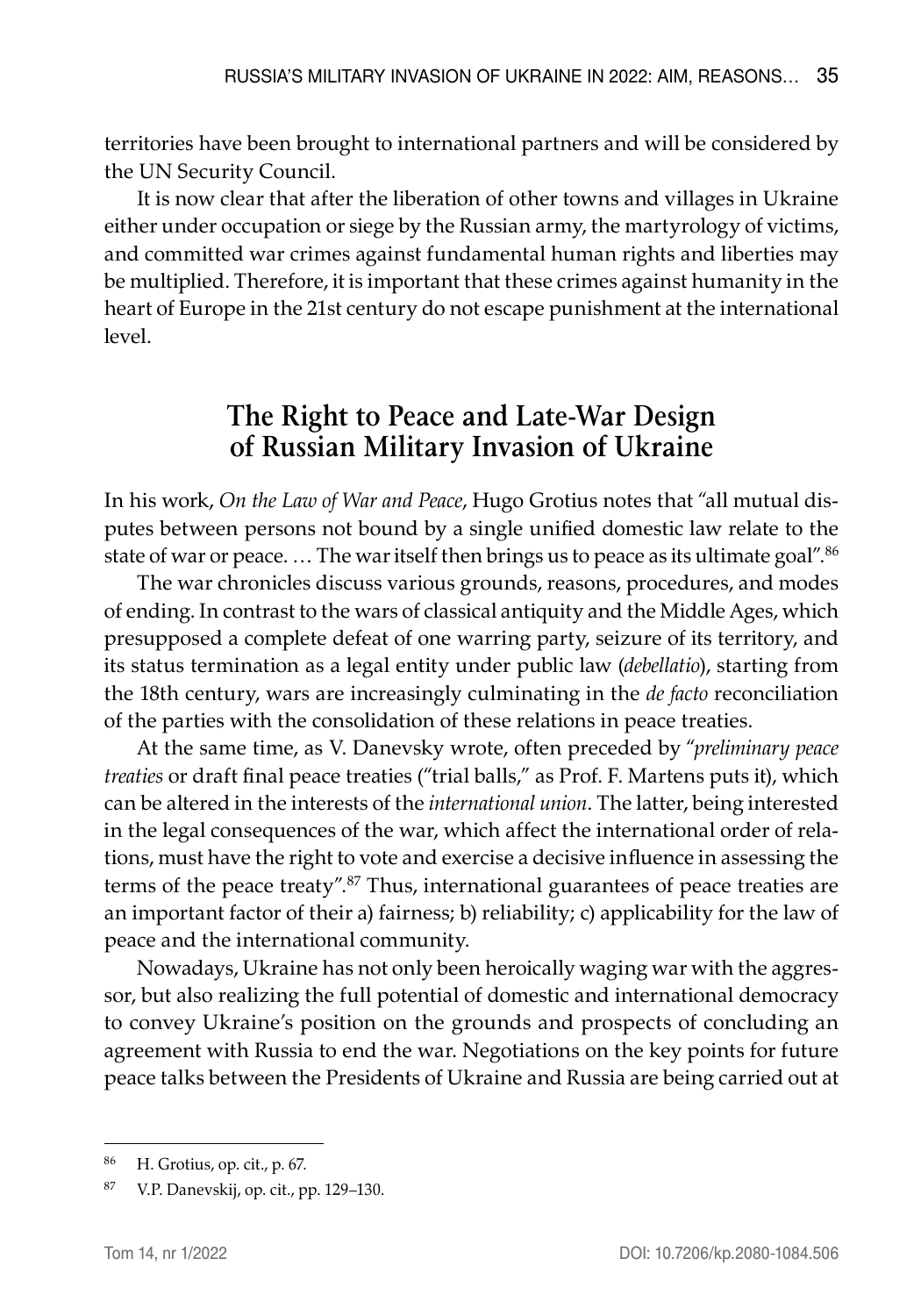territories have been brought to international partners and will be considered by the UN Security Council.

It is now clear that after the liberation of other towns and villages in Ukraine either under occupation or siege by the Russian army, the martyrology of victims, and committed war crimes against fundamental human rights and liberties may be multiplied. Therefore, it is important that these crimes against humanity in the heart of Europe in the 21st century do not escape punishment at the international level.

## The Right to Peace and Late-War Design of Russian Military Invasion of Ukraine

In his work, *On the Law of War and Peace*, Hugo Grotius notes that "all mutual disputes between persons not bound by a single unified domestic law relate to the state of war or peace. … The war itself then brings us to peace as its ultimate goal".[86]

The war chronicles discuss various grounds, reasons, procedures, and modes of ending. In contrast to the wars of classical antiquity and the Middle Ages, which presupposed a complete defeat of one warring party, seizure of its territory, and its status termination as a legal entity under public law (*debellatio*), starting from the 18th century, wars are increasingly culminating in the *de facto* reconciliation of the parties with the consolidation of these relations in peace treaties.

At the same time, as V. Danevsky wrote, often preceded by "*preliminary peace treaties* or draft final peace treaties ("trial balls," as Prof. F. Martens puts it), which can be altered in the interests of the *international union*. The latter, being interested in the legal consequences of the war, which affect the international order of relations, must have the right to vote and exercise a decisive influence in assessing the terms of the peace treaty".[87] Thus, international guarantees of peace treaties are an important factor of their a) fairness; b) reliability; c) applicability for the law of peace and the international community.

Nowadays, Ukraine has not only been heroically waging war with the aggressor, but also realizing the full potential of domestic and international democracy to convey Ukraine's position on the grounds and prospects of concluding an agreement with Russia to end the war. Negotiations on the key points for future peace talks between the Presidents of Ukraine and Russia are being carried out at

---

[86] H. Grotius, op. cit., p. 67.

[87] V.P. Danevskij, op. cit., pp. 129–130.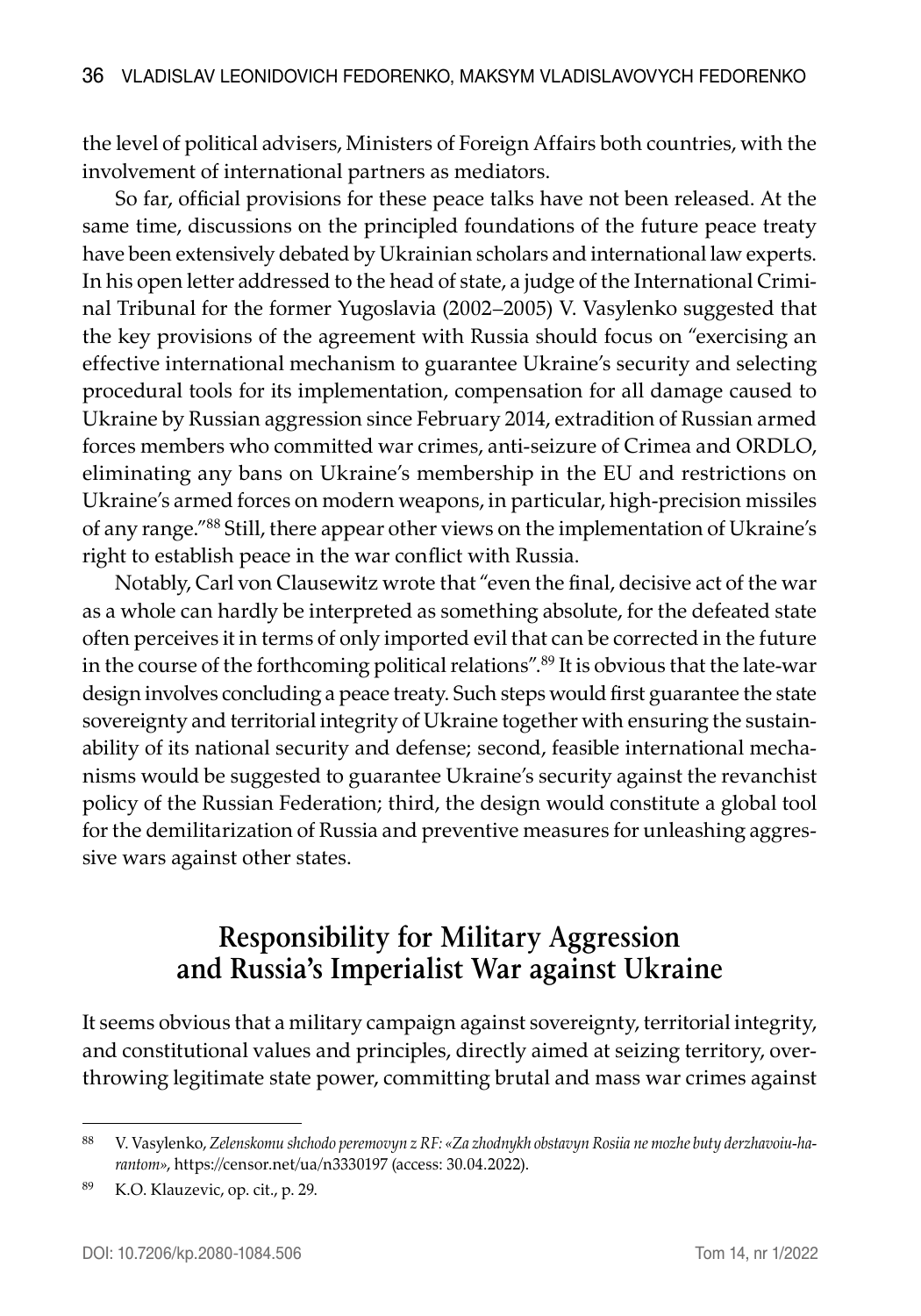the level of political advisers, Ministers of Foreign Affairs both countries, with the involvement of international partners as mediators.

So far, official provisions for these peace talks have not been released. At the same time, discussions on the principled foundations of the future peace treaty have been extensively debated by Ukrainian scholars and international law experts. In his open letter addressed to the head of state, a judge of the International Criminal Tribunal for the former Yugoslavia (2002–2005) V. Vasylenko suggested that the key provisions of the agreement with Russia should focus on "exercising an effective international mechanism to guarantee Ukraine's security and selecting procedural tools for its implementation, compensation for all damage caused to Ukraine by Russian aggression since February 2014, extradition of Russian armed forces members who committed war crimes, anti-seizure of Crimea and ORDLO, eliminating any bans on Ukraine's membership in the EU and restrictions on Ukraine's armed forces on modern weapons, in particular, high-precision missiles of any range."[88] Still, there appear other views on the implementation of Ukraine's right to establish peace in the war conflict with Russia.

Notably, Carl von Clausewitz wrote that "even the final, decisive act of the war as a whole can hardly be interpreted as something absolute, for the defeated state often perceives it in terms of only imported evil that can be corrected in the future in the course of the forthcoming political relations".[89] It is obvious that the late-war design involves concluding a peace treaty. Such steps would first guarantee the state sovereignty and territorial integrity of Ukraine together with ensuring the sustainability of its national security and defense; second, feasible international mechanisms would be suggested to guarantee Ukraine's security against the revanchist policy of the Russian Federation; third, the design would constitute a global tool for the demilitarization of Russia and preventive measures for unleashing aggressive wars against other states.

## Responsibility for Military Aggression and Russia's Imperialist War against Ukraine

It seems obvious that a military campaign against sovereignty, territorial integrity, and constitutional values and principles, directly aimed at seizing territory, overthrowing legitimate state power, committing brutal and mass war crimes against

---

[88] V. Vasylenko, *Zelenskomu shchodo peremovyn z RF: «Za zhodnykh obstavyn Rosiia ne mozhe buty derzhavoiu-harantom»*, https://censor.net/ua/n3330197 (access: 30.04.2022).

[89] K.O. Klauzevic, op. cit., p. 29.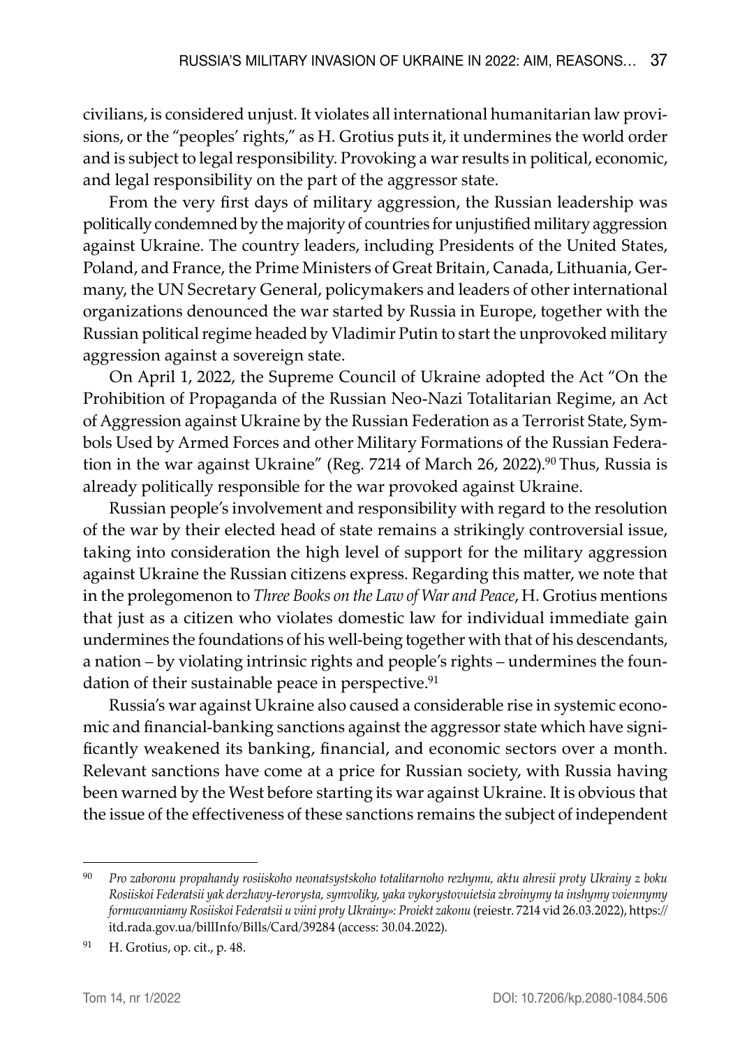civilians, is considered unjust. It violates all international humanitarian law provisions, or the "peoples' rights," as H. Grotius puts it, it undermines the world order and is subject to legal responsibility. Provoking a war results in political, economic, and legal responsibility on the part of the aggressor state.

From the very first days of military aggression, the Russian leadership was politically condemned by the majority of countries for unjustified military aggression against Ukraine. The country leaders, including Presidents of the United States, Poland, and France, the Prime Ministers of Great Britain, Canada, Lithuania, Germany, the UN Secretary General, policymakers and leaders of other international organizations denounced the war started by Russia in Europe, together with the Russian political regime headed by Vladimir Putin to start the unprovoked military aggression against a sovereign state.

On April 1, 2022, the Supreme Council of Ukraine adopted the Act "On the Prohibition of Propaganda of the Russian Neo-Nazi Totalitarian Regime, an Act of Aggression against Ukraine by the Russian Federation as a Terrorist State, Symbols Used by Armed Forces and other Military Formations of the Russian Federation in the war against Ukraine" (Reg. 7214 of March 26, 2022).[90] Thus, Russia is already politically responsible for the war provoked against Ukraine.

Russian people's involvement and responsibility with regard to the resolution of the war by their elected head of state remains a strikingly controversial issue, taking into consideration the high level of support for the military aggression against Ukraine the Russian citizens express. Regarding this matter, we note that in the prolegomenon to *Three Books on the Law of War and Peace*, H. Grotius mentions that just as a citizen who violates domestic law for individual immediate gain undermines the foundations of his well-being together with that of his descendants, a nation – by violating intrinsic rights and people's rights – undermines the foundation of their sustainable peace in perspective.[91]

Russia's war against Ukraine also caused a considerable rise in systemic economic and financial-banking sanctions against the aggressor state which have significantly weakened its banking, financial, and economic sectors over a month. Relevant sanctions have come at a price for Russian society, with Russia having been warned by the West before starting its war against Ukraine. It is obvious that the issue of the effectiveness of these sanctions remains the subject of independent

---

[90] *Pro zaboronu propahandy rosiiskoho neonatsystskoho totalitarnoho rezhymu, aktu ahresii proty Ukrainy z boku Rosiiskoi Federatsii yak derzhavy-terorysta, symvoliky, yaka vykorystovuietsia zbroinymy ta inshymy voiennymy formuvanniamy Rosiiskoi Federatsii u viini proty Ukrainy»: Proiekt zakonu* (reiestr. 7214 vid 26.03.2022), https://itd.rada.gov.ua/billInfo/Bills/Card/39284 (access: 30.04.2022).

[91] H. Grotius, op. cit., p. 48.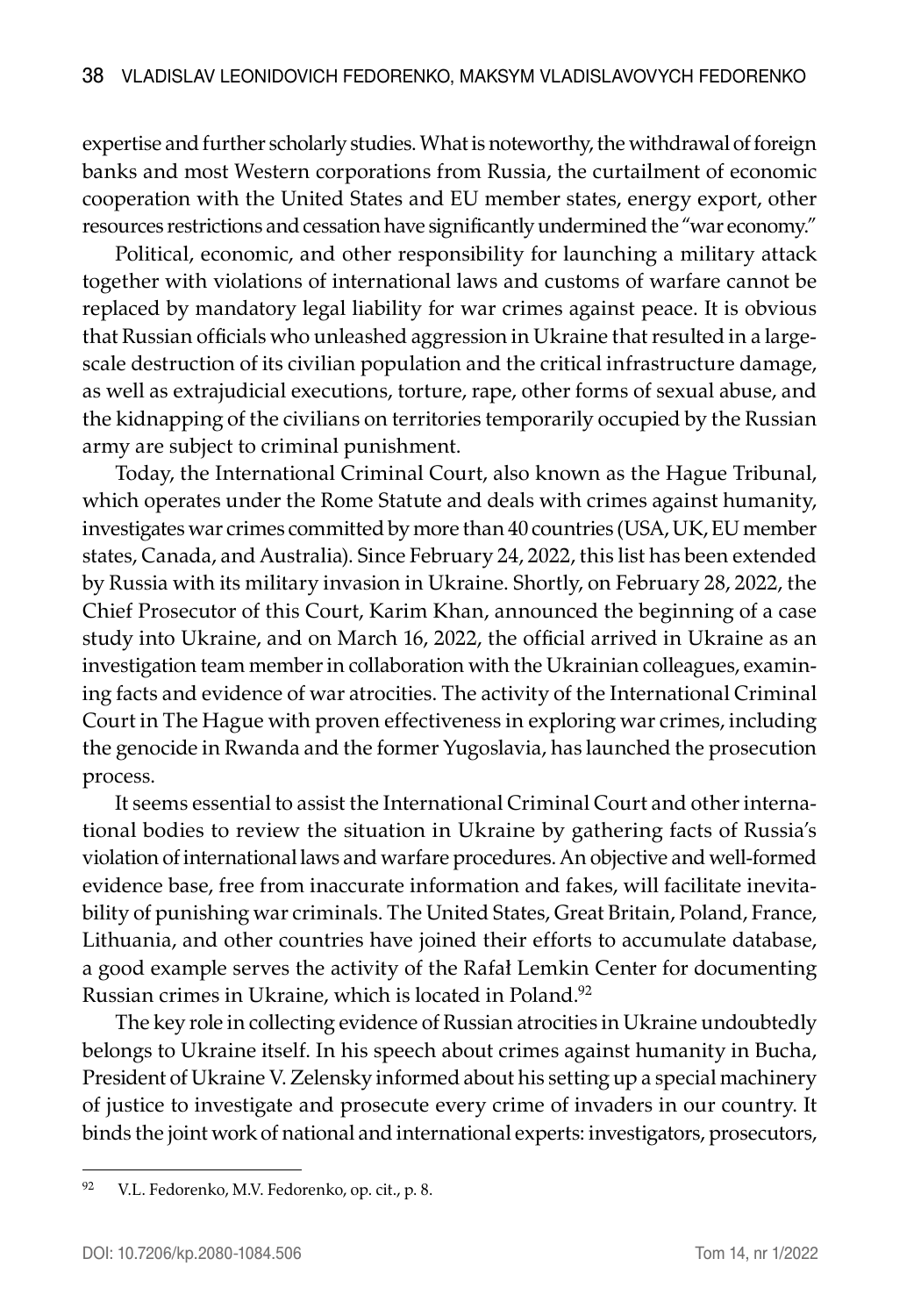expertise and further scholarly studies. What is noteworthy, the withdrawal of foreign banks and most Western corporations from Russia, the curtailment of economic cooperation with the United States and EU member states, energy export, other resources restrictions and cessation have significantly undermined the "war economy."

Political, economic, and other responsibility for launching a military attack together with violations of international laws and customs of warfare cannot be replaced by mandatory legal liability for war crimes against peace. It is obvious that Russian officials who unleashed aggression in Ukraine that resulted in a large-scale destruction of its civilian population and the critical infrastructure damage, as well as extrajudicial executions, torture, rape, other forms of sexual abuse, and the kidnapping of the civilians on territories temporarily occupied by the Russian army are subject to criminal punishment.

Today, the International Criminal Court, also known as the Hague Tribunal, which operates under the Rome Statute and deals with crimes against humanity, investigates war crimes committed by more than 40 countries (USA, UK, EU member states, Canada, and Australia). Since February 24, 2022, this list has been extended by Russia with its military invasion in Ukraine. Shortly, on February 28, 2022, the Chief Prosecutor of this Court, Karim Khan, announced the beginning of a case study into Ukraine, and on March 16, 2022, the official arrived in Ukraine as an investigation team member in collaboration with the Ukrainian colleagues, examining facts and evidence of war atrocities. The activity of the International Criminal Court in The Hague with proven effectiveness in exploring war crimes, including the genocide in Rwanda and the former Yugoslavia, has launched the prosecution process.

It seems essential to assist the International Criminal Court and other international bodies to review the situation in Ukraine by gathering facts of Russia's violation of international laws and warfare procedures. An objective and well-formed evidence base, free from inaccurate information and fakes, will facilitate inevitability of punishing war criminals. The United States, Great Britain, Poland, France, Lithuania, and other countries have joined their efforts to accumulate database, a good example serves the activity of the Rafał Lemkin Center for documenting Russian crimes in Ukraine, which is located in Poland.[92]

The key role in collecting evidence of Russian atrocities in Ukraine undoubtedly belongs to Ukraine itself. In his speech about crimes against humanity in Bucha, President of Ukraine V. Zelensky informed about his setting up a special machinery of justice to investigate and prosecute every crime of invaders in our country. It binds the joint work of national and international experts: investigators, prosecutors,

---

[92] V.L. Fedorenko, M.V. Fedorenko, op. cit., p. 8.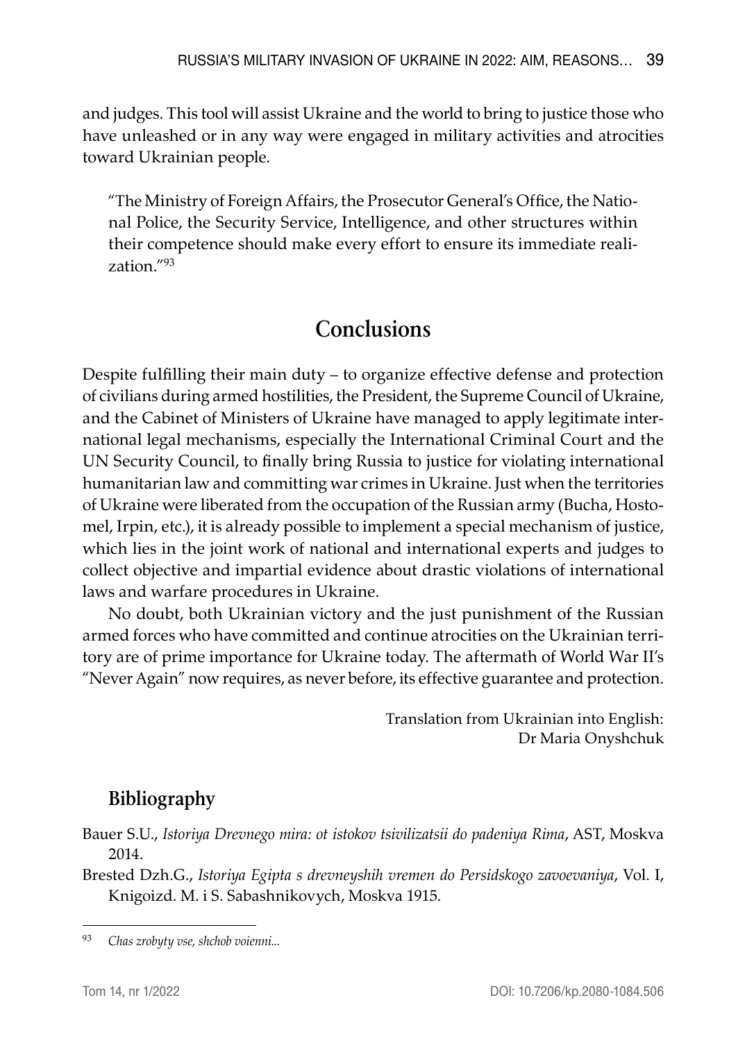and judges. This tool will assist Ukraine and the world to bring to justice those who have unleashed or in any way were engaged in military activities and atrocities toward Ukrainian people.

> "The Ministry of Foreign Affairs, the Prosecutor General's Office, the National Police, the Security Service, Intelligence, and other structures within their competence should make every effort to ensure its immediate realization."[93]

## Conclusions

Despite fulfilling their main duty – to organize effective defense and protection of civilians during armed hostilities, the President, the Supreme Council of Ukraine, and the Cabinet of Ministers of Ukraine have managed to apply legitimate international legal mechanisms, especially the International Criminal Court and the UN Security Council, to finally bring Russia to justice for violating international humanitarian law and committing war crimes in Ukraine. Just when the territories of Ukraine were liberated from the occupation of the Russian army (Bucha, Hostomel, Irpin, etc.), it is already possible to implement a special mechanism of justice, which lies in the joint work of national and international experts and judges to collect objective and impartial evidence about drastic violations of international laws and warfare procedures in Ukraine.

No doubt, both Ukrainian victory and the just punishment of the Russian armed forces who have committed and continue atrocities on the Ukrainian territory are of prime importance for Ukraine today. The aftermath of World War II's "Never Again" now requires, as never before, its effective guarantee and protection.

Translation from Ukrainian into English:
Dr Maria Onyshchuk

### Bibliography

Bauer S.U., *Istoriya Drevnego mira: ot istokov tsivilizatsii do padeniya Rima*, AST, Moskva 2014.

Brested Dzh.G., *Istoriya Egipta s drevneyshih vremen do Persidskogo zavoevaniya*, Vol. I, Knigoizd. M. i S. Sabashnikovych, Moskva 1915.

---

[93] *Chas zrobyty vse, shchob voienni...*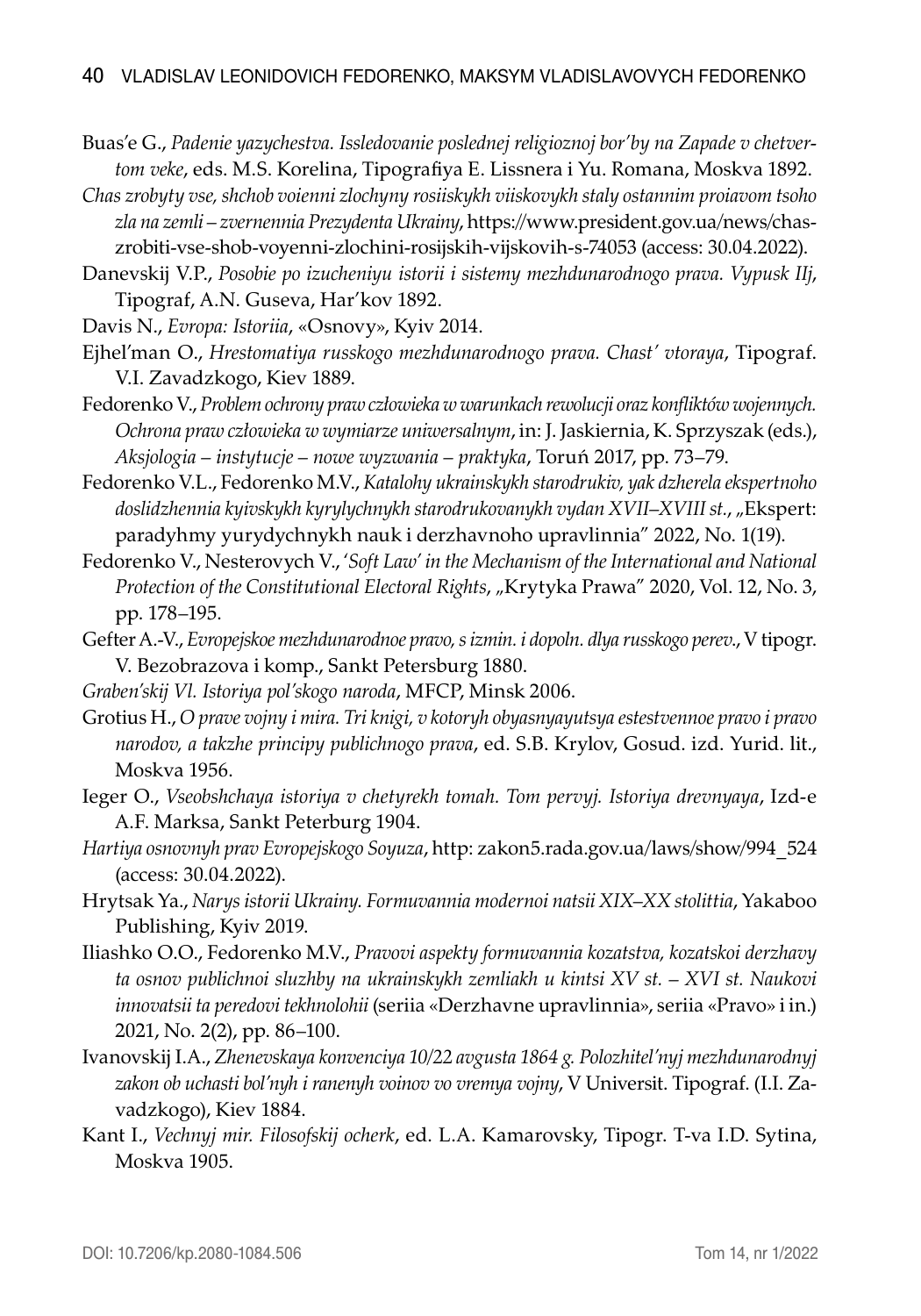Buas'e G., *Padenie yazychestva. Issledovanie poslednej religioznoj bor'by na Zapade v chetvertom veke*, eds. M.S. Korelina, Tipografiya E. Lissnera i Yu. Romana, Moskva 1892.

*Chas zrobyty vse, shchob voienni zlochyny rosiiskykh viiskovykh staly ostannim proiavom tsoho zla na zemli – zvernennia Prezydenta Ukrainy*, https://www.president.gov.ua/news/chas-zrobiti-vse-shob-voyenni-zlochini-rosijskih-vijskovih-s-74053 (access: 30.04.2022).

Danevskij V.P., *Posobie po izucheniyu istorii i sistemy mezhdunarodnogo prava. Vypusk IIj*, Tipograf, A.N. Guseva, Har'kov 1892.

Davis N., *Evropa: Istoriia*, «Osnovy», Kyiv 2014.

Ejhel'man O., *Hrestomatiya russkogo mezhdunarodnogo prava. Chast' vtoraya*, Tipograf. V.I. Zavadzkogo, Kiev 1889.

Fedorenko V., *Problem ochrony praw człowieka w warunkach rewolucji oraz konfliktów wojennych. Ochrona praw człowieka w wymiarze uniwersalnym*, in: J. Jaskiernia, K. Sprzyszak (eds.), *Aksjologia – instytucje – nowe wyzwania – praktyka*, Toruń 2017, pp. 73–79.

Fedorenko V.L., Fedorenko M.V., *Katalohy ukrainskykh starodrukiv, yak dzherela ekspertnoho doslidzhennia kyivskykh kyrylychnykh starodrukovanykh vydan XVII–XVIII st.*, „Ekspert: paradyhmy yurydychnykh nauk i derzhavnoho upravlinnia" 2022, No. 1(19).

Fedorenko V., Nesterovych V., *'Soft Law' in the Mechanism of the International and National Protection of the Constitutional Electoral Rights*, „Krytyka Prawa" 2020, Vol. 12, No. 3, pp. 178–195.

Gefter A.-V., *Evropejskoe mezhdunarodnoe pravo, s izmin. i dopoln. dlya russkogo perev.*, V tipogr. V. Bezobrazova i komp., Sankt Petersburg 1880.

*Graben'skij Vl. Istoriya pol'skogo naroda*, MFCP, Minsk 2006.

Grotius H., *O prave vojny i mira. Tri knigi, v kotoryh obyasnyayutsya estestvennoe pravo i pravo narodov, a takzhe principy publichnogo prava*, ed. S.B. Krylov, Gosud. izd. Yurid. lit., Moskva 1956.

Ieger O., *Vseobshchaya istoriya v chetyrekh tomah. Tom pervyj. Istoriya drevnyaya*, Izd-e A.F. Marksa, Sankt Peterburg 1904.

*Hartiya osnovnyh prav Evropejskogo Soyuza*, http: zakon5.rada.gov.ua/laws/show/994_524 (access: 30.04.2022).

Hrytsak Ya., *Narys istorii Ukrainy. Formuvannia modernoi natsii XIX–XX stolittia*, Yakaboo Publishing, Kyiv 2019.

Iliashko O.O., Fedorenko M.V., *Pravovi aspekty formuvannia kozatstva, kozatskoi derzhavy ta osnov publichnoi sluzhby na ukrainskykh zemliakh u kintsi XV st. – XVI st. Naukovi innovatsii ta peredovi tekhnolohii* (seriia «Derzhavne upravlinnia», seriia «Pravo» i in.) 2021, No. 2(2), pp. 86–100.

Ivanovskij I.A., *Zhenevskaya konvenciya 10/22 avgusta 1864 g. Polozhitel'nyj mezhdunarodnyj zakon ob uchasti bol'nyh i ranenyh voinov vo vremya vojny*, V Universit. Tipograf. (I.I. Zavadzkogo), Kiev 1884.

Kant I., *Vechnyj mir. Filosofskij ocherk*, ed. L.A. Kamarovsky, Tipogr. T-va I.D. Sytina, Moskva 1905.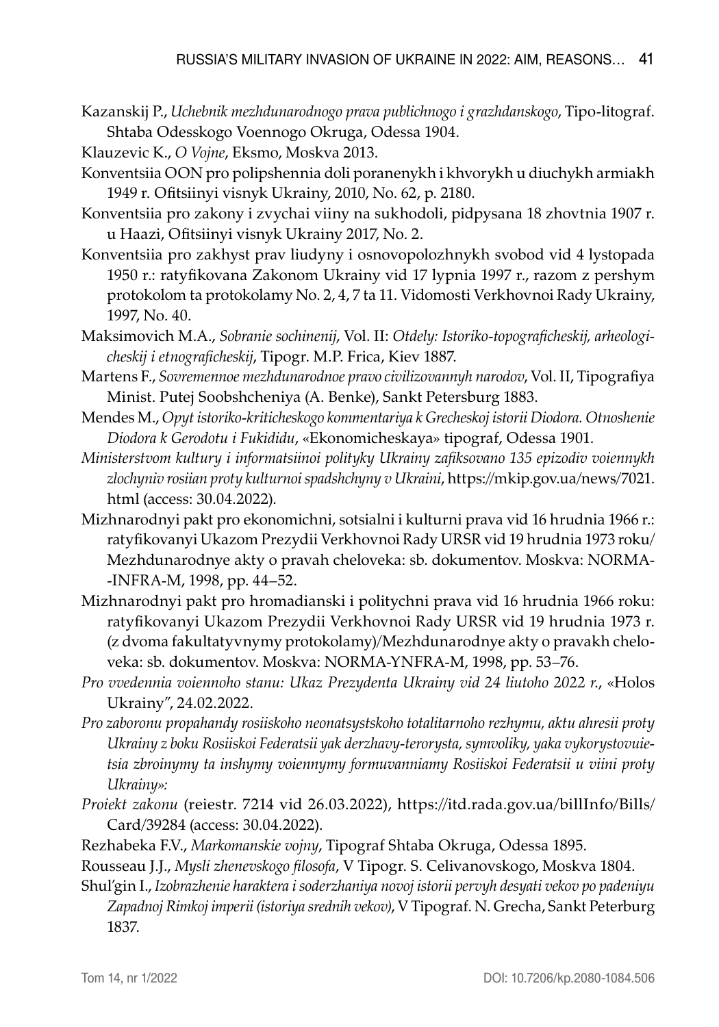Kazanskij P., *Uchebnik mezhdunarodnogo prava publichnogo i grazhdanskogo*, Tipo-litograf. Shtaba Odesskogo Voennogo Okruga, Odessa 1904.

Klauzevic K., *O Vojne*, Eksmo, Moskva 2013.

Konventsiia OON pro polipshennia doli poranenykh i khvorykh u diuchykh armiakh 1949 r. Ofitsiinyi visnyk Ukrainy, 2010, No. 62, p. 2180.

Konventsiia pro zakony i zvychai viiny na sukhodoli, pidpysana 18 zhovtnia 1907 r. u Haazi, Ofitsiinyi visnyk Ukrainy 2017, No. 2.

Konventsiia pro zakhyst prav liudyny i osnovopolozhnykh svobod vid 4 lystopada 1950 r.: ratyfikovana Zakonom Ukrainy vid 17 lypnia 1997 r., razom z pershym protokolom ta protokolamy No. 2, 4, 7 ta 11. Vidomosti Verkhovnoi Rady Ukrainy, 1997, No. 40.

Maksimovich M.A., *Sobranie sochinenij*, Vol. II: *Otdely: Istoriko-topograficheskij, arheologicheskij i etnograficheskij*, Tipogr. M.P. Frica, Kiev 1887.

Martens F., *Sovremennoe mezhdunarodnoe pravo civilizovannyh narodov*, Vol. II, Tipografiya Minist. Putej Soobshcheniya (A. Benke), Sankt Petersburg 1883.

Mendes M., *Opyt istoriko-kriticheskogo kommentariya k Grecheskoj istorii Diodora. Otnoshenie Diodora k Gerodotu i Fukididu*, «Ekonomicheskaya» tipograf, Odessa 1901.

*Ministerstvom kultury i informatsiinoi polityky Ukrainy zafiksovano 135 epizodiv voiennykh zlochyniv rosiian proty kulturnoi spadshchyny v Ukraini*, https://mkip.gov.ua/news/7021.html (access: 30.04.2022).

Mizhnarodnyi pakt pro ekonomichni, sotsialni i kulturni prava vid 16 hrudnia 1966 r.: ratyfikovanyi Ukazom Prezydii Verkhovnoi Rady URSR vid 19 hrudnia 1973 roku/ Mezhdunarodnye akty o pravah cheloveka: sb. dokumentov. Moskva: NORMA--INFRA-M, 1998, pp. 44–52.

Mizhnarodnyi pakt pro hromadianski i politychni prava vid 16 hrudnia 1966 roku: ratyfikovanyi Ukazom Prezydii Verkhovnoi Rady URSR vid 19 hrudnia 1973 r. (z dvoma fakultatyvnymy protokolamy)/Mezhdunarodnye akty o pravakh cheloveka: sb. dokumentov. Moskva: NORMA-YNFRA-M, 1998, pp. 53–76.

*Pro vvedennia voiennoho stanu: Ukaz Prezydenta Ukrainy vid 24 liutoho 2022 r.*, «Holos Ukrainy", 24.02.2022.

*Pro zaboronu propahandy rosiiskoho neonatsystskoho totalitarnoho rezhymu, aktu ahresii proty Ukrainy z boku Rosiiskoi Federatsii yak derzhavy-terorysta, symvoliky, yaka vykorystovuietsia zbroinymy ta inshymy voiennymy formuvanniamy Rosiiskoi Federatsii u viini proty Ukrainy»:*

*Proiekt zakonu* (reiestr. 7214 vid 26.03.2022), https://itd.rada.gov.ua/billInfo/Bills/Card/39284 (access: 30.04.2022).

Rezhabeka F.V., *Markomanskie vojny*, Tipograf Shtaba Okruga, Odessa 1895.

Rousseau J.J., *Mysli zhenevskogo filosofa*, V Tipogr. S. Celivanovskogo, Moskva 1804.

Shul'gin I., *Izobrazhenie haraktera i soderzhaniya novoj istorii pervyh desyati vekov po padeniyu Zapadnoj Rimkoj imperii (istoriya srednih vekov)*, V Tipograf. N. Grecha, Sankt Peterburg 1837.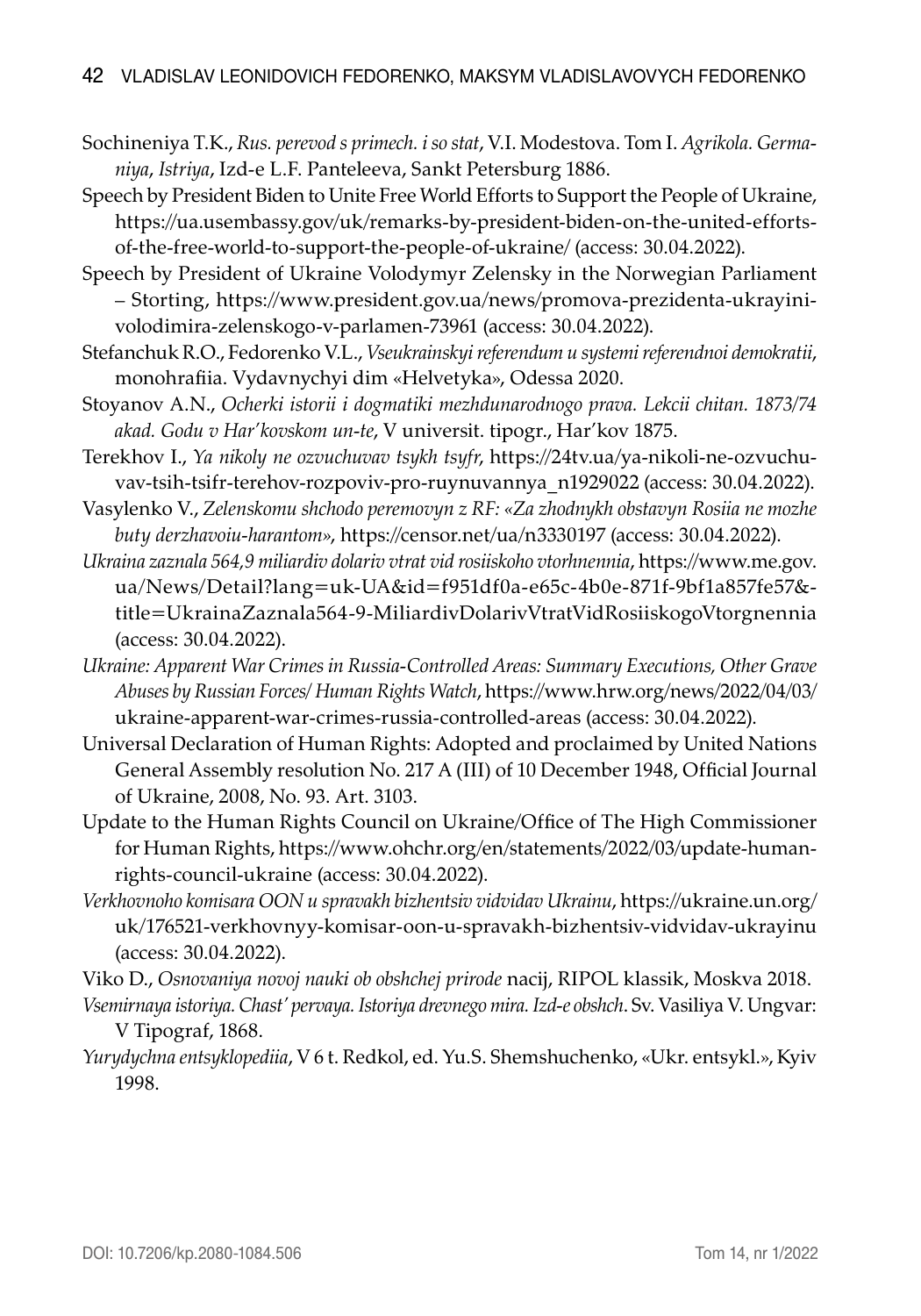Sochineniya T.K., *Rus. perevod s primech. i so stat*, V.I. Modestova. Tom I. *Agrikola. Germaniya*, *Istriya*, Izd-e L.F. Panteleeva, Sankt Petersburg 1886.

Speech by President Biden to Unite Free World Efforts to Support the People of Ukraine, https://ua.usembassy.gov/uk/remarks-by-president-biden-on-the-united-efforts-of-the-free-world-to-support-the-people-of-ukraine/ (access: 30.04.2022).

Speech by President of Ukraine Volodymyr Zelensky in the Norwegian Parliament – Storting, https://www.president.gov.ua/news/promova-prezidenta-ukrayini-volodimira-zelenskogo-v-parlamen-73961 (access: 30.04.2022).

Stefanchuk R.O., Fedorenko V.L., *Vseukrainskyi referendum u systemi referendnoi demokratii*, monohrafiia. Vydavnychyi dim «Helvetyka», Odessa 2020.

Stoyanov A.N., *Ocherki istorii i dogmatiki mezhdunarodnogo prava. Lekcii chitan. 1873/74 akad. Godu v Har'kovskom un-te*, V universit. tipogr., Har'kov 1875.

Terekhov I., *Ya nikoly ne ozvuchuvav tsykh tsyfr*, https://24tv.ua/ya-nikoli-ne-ozvuchuvav-tsih-tsifr-terehov-rozpoviv-pro-ruynuvannya_n1929022 (access: 30.04.2022).

Vasylenko V., *Zelenskomu shchodo peremovyn z RF: «Za zhodnykh obstavyn Rosiia ne mozhe buty derzhavoiu-harantom»*, https://censor.net/ua/n3330197 (access: 30.04.2022).

*Ukraina zaznala 564,9 miliardiv dolariv vtrat vid rosiiskoho vtorhnennia*, https://www.me.gov.ua/News/Detail?lang=uk-UA&id=f951df0a-e65c-4b0e-871f-9bf1a857fe57&title=UkrainaZaznala564-9-MiliardivDolarivVtratVidRosiiskogoVtorgnennia (access: 30.04.2022).

*Ukraine: Apparent War Crimes in Russia-Controlled Areas: Summary Executions, Other Grave Abuses by Russian Forces/ Human Rights Watch*, https://www.hrw.org/news/2022/04/03/ukraine-apparent-war-crimes-russia-controlled-areas (access: 30.04.2022).

Universal Declaration of Human Rights: Adopted and proclaimed by United Nations General Assembly resolution No. 217 A (III) of 10 December 1948, Official Journal of Ukraine, 2008, No. 93. Art. 3103.

Update to the Human Rights Council on Ukraine/Office of The High Commissioner for Human Rights, https://www.ohchr.org/en/statements/2022/03/update-human-rights-council-ukraine (access: 30.04.2022).

*Verkhovnoho komisara OON u spravakh bizhentsiv vidvidav Ukrainu*, https://ukraine.un.org/uk/176521-verkhovnyy-komisar-oon-u-spravakh-bizhentsiv-vidvidav-ukrayinu (access: 30.04.2022).

Viko D., *Osnovaniya novoj nauki ob obshchej prirode* nacij, RIPOL klassik, Moskva 2018.

*Vsemirnaya istoriya. Chast' pervaya. Istoriya drevnego mira. Izd-e obshch*. Sv. Vasiliya V. Ungvar: V Tipograf, 1868.

*Yurydychna entsyklopediia*, V 6 t. Redkol, ed. Yu.S. Shemshuchenko, «Ukr. entsykl.», Kyiv 1998.